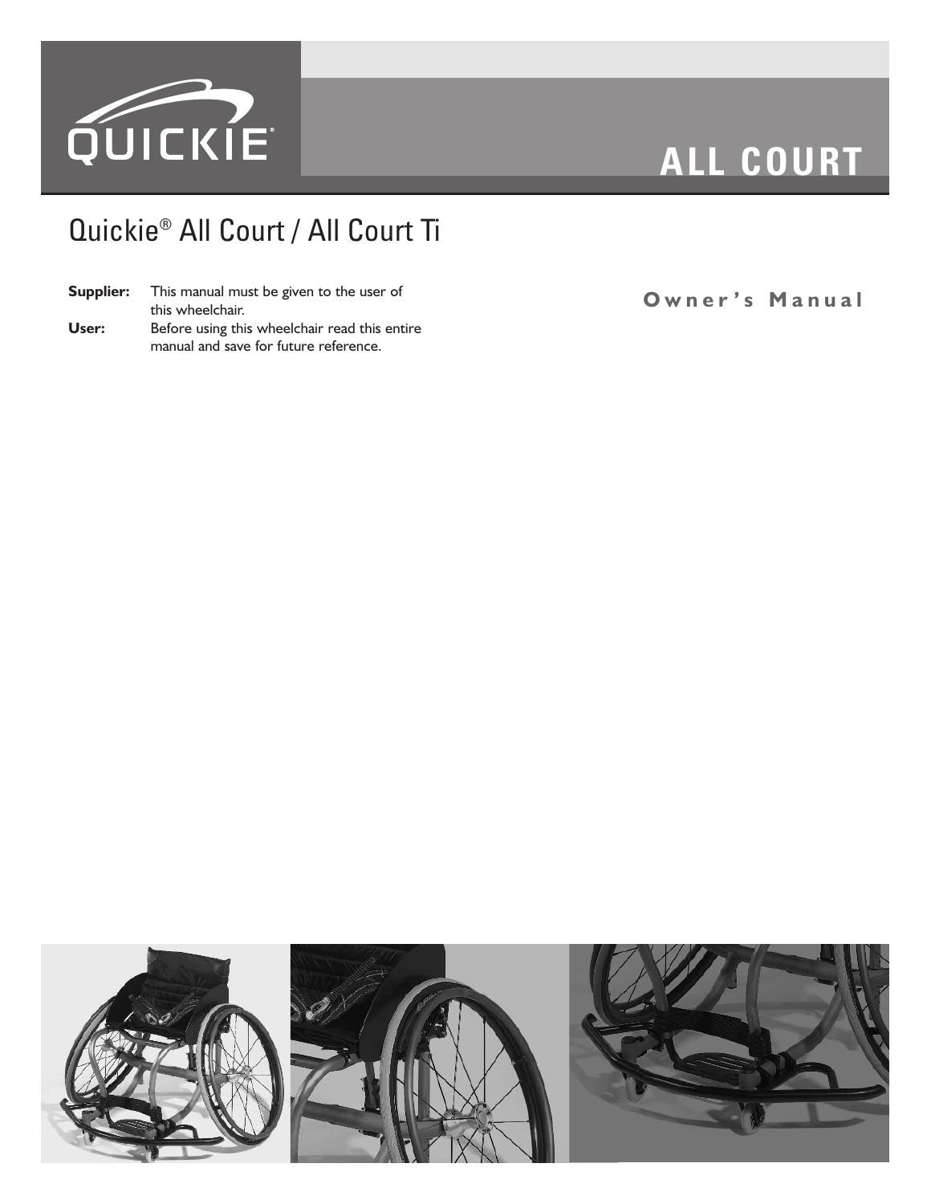QUICKIE®

# ALL COURT

## Quickie® All Court / All Court Ti

**Owner's Manual**

**Supplier:** This manual must be given to the user of this wheelchair.

**User:** Before using this wheelchair read this entire manual and save for future reference.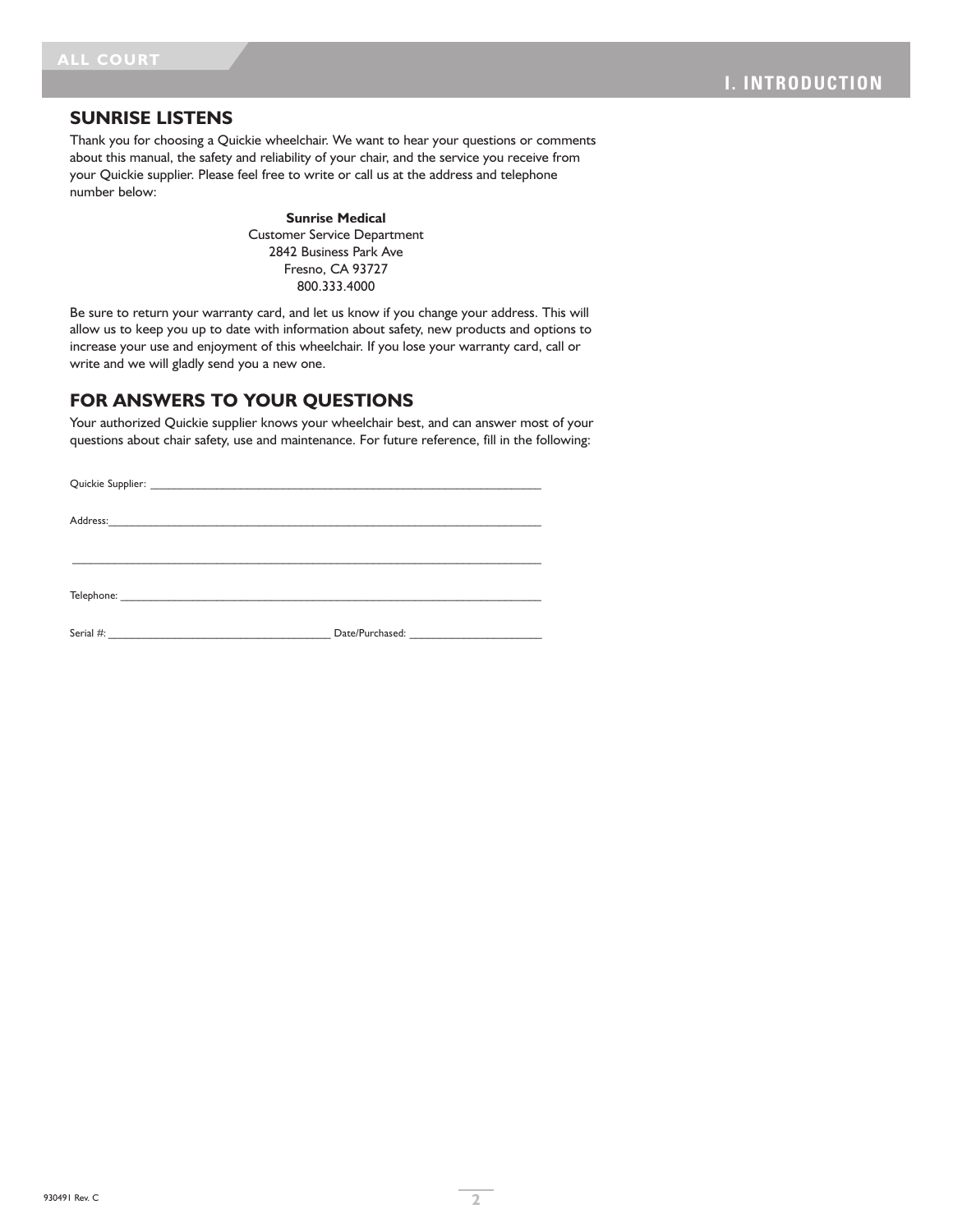## SUNRISE LISTENS

Thank you for choosing a Quickie wheelchair. We want to hear your questions or comments about this manual, the safety and reliability of your chair, and the service you receive from your Quickie supplier. Please feel free to write or call us at the address and telephone number below:

**Sunrise Medical**
Customer Service Department
2842 Business Park Ave
Fresno, CA 93727
800.333.4000

Be sure to return your warranty card, and let us know if you change your address. This will allow us to keep you up to date with information about safety, new products and options to increase your use and enjoyment of this wheelchair. If you lose your warranty card, call or write and we will gladly send you a new one.

## FOR ANSWERS TO YOUR QUESTIONS

Your authorized Quickie supplier knows your wheelchair best, and can answer most of your questions about chair safety, use and maintenance. For future reference, fill in the following:

Quickie Supplier: ______________________________________________________________

Address:______________________________________________________________________

______________________________________________________________________________

Telephone: ____________________________________________________________________

Serial #: ____________________________________ Date/Purchased: ______________________

930491 Rev. C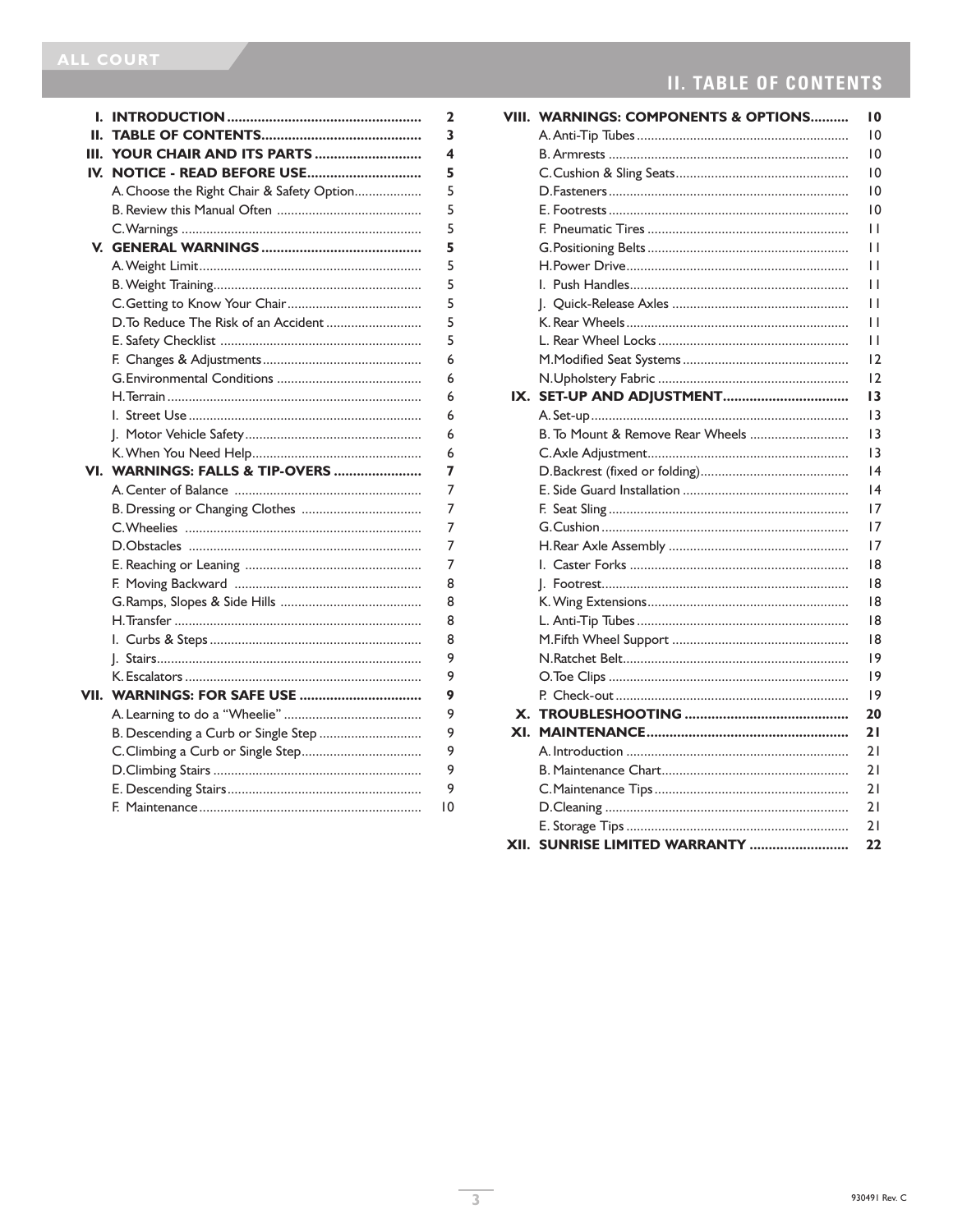# II. TABLE OF CONTENTS

| | | |
|---|---|---|
| **I.** | **INTRODUCTION** | **2** |
| **II.** | **TABLE OF CONTENTS** | **3** |
| **III.** | **YOUR CHAIR AND ITS PARTS** | **4** |
| **IV.** | **NOTICE - READ BEFORE USE** | **5** |
| | A. Choose the Right Chair & Safety Option | 5 |
| | B. Review this Manual Often | 5 |
| | C. Warnings | 5 |
| **V.** | **GENERAL WARNINGS** | **5** |
| | A. Weight Limit | 5 |
| | B. Weight Training | 5 |
| | C. Getting to Know Your Chair | 5 |
| | D. To Reduce The Risk of an Accident | 5 |
| | E. Safety Checklist | 5 |
| | F. Changes & Adjustments | 6 |
| | G. Environmental Conditions | 6 |
| | H. Terrain | 6 |
| | I. Street Use | 6 |
| | J. Motor Vehicle Safety | 6 |
| | K. When You Need Help | 6 |
| **VI.** | **WARNINGS: FALLS & TIP-OVERS** | **7** |
| | A. Center of Balance | 7 |
| | B. Dressing or Changing Clothes | 7 |
| | C. Wheelies | 7 |
| | D. Obstacles | 7 |
| | E. Reaching or Leaning | 7 |
| | F. Moving Backward | 8 |
| | G. Ramps, Slopes & Side Hills | 8 |
| | H. Transfer | 8 |
| | I. Curbs & Steps | 8 |
| | J. Stairs | 9 |
| | K. Escalators | 9 |
| **VII.** | **WARNINGS: FOR SAFE USE** | **9** |
| | A. Learning to do a “Wheelie” | 9 |
| | B. Descending a Curb or Single Step | 9 |
| | C. Climbing a Curb or Single Step | 9 |
| | D. Climbing Stairs | 9 |
| | E. Descending Stairs | 9 |
| | F. Maintenance | 10 |
| **VIII.** | **WARNINGS: COMPONENTS & OPTIONS** | **10** |
| | A. Anti-Tip Tubes | 10 |
| | B. Armrests | 10 |
| | C. Cushion & Sling Seats | 10 |
| | D. Fasteners | 10 |
| | E. Footrests | 10 |
| | F. Pneumatic Tires | 11 |
| | G. Positioning Belts | 11 |
| | H. Power Drive | 11 |
| | I. Push Handles | 11 |
| | J. Quick-Release Axles | 11 |
| | K. Rear Wheels | 11 |
| | L. Rear Wheel Locks | 11 |
| | M. Modified Seat Systems | 12 |
| | N. Upholstery Fabric | 12 |
| **IX.** | **SET-UP AND ADJUSTMENT** | **13** |
| | A. Set-up | 13 |
| | B. To Mount & Remove Rear Wheels | 13 |
| | C. Axle Adjustment | 13 |
| | D. Backrest (fixed or folding) | 14 |
| | E. Side Guard Installation | 14 |
| | F. Seat Sling | 17 |
| | G. Cushion | 17 |
| | H. Rear Axle Assembly | 17 |
| | I. Caster Forks | 18 |
| | J. Footrest | 18 |
| | K. Wing Extensions | 18 |
| | L. Anti-Tip Tubes | 18 |
| | M. Fifth Wheel Support | 18 |
| | N. Ratchet Belt | 19 |
| | O. Toe Clips | 19 |
| | P. Check-out | 19 |
| **X.** | **TROUBLESHOOTING** | **20** |
| **XI.** | **MAINTENANCE** | **21** |
| | A. Introduction | 21 |
| | B. Maintenance Chart | 21 |
| | C. Maintenance Tips | 21 |
| | D. Cleaning | 21 |
| | E. Storage Tips | 21 |
| **XII.** | **SUNRISE LIMITED WARRANTY** | **22** |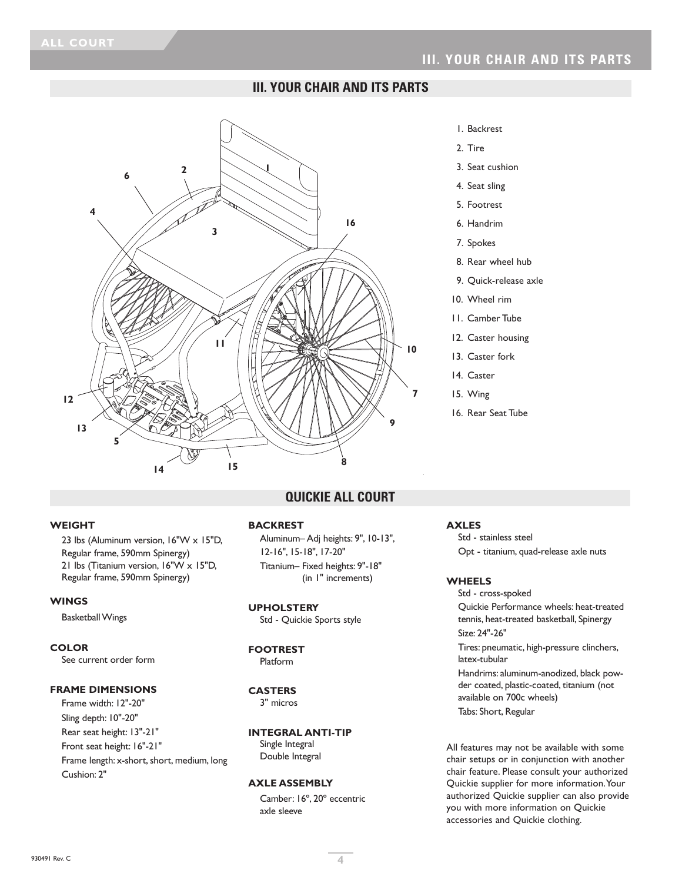## III. YOUR CHAIR AND ITS PARTS

1. Backrest
2. Tire
3. Seat cushion
4. Seat sling
5. Footrest
6. Handrim
7. Spokes
8. Rear wheel hub
9. Quick-release axle
10. Wheel rim
11. Camber Tube
12. Caster housing
13. Caster fork
14. Caster
15. Wing
16. Rear Seat Tube

## QUICKIE ALL COURT

**WEIGHT**

23 lbs (Aluminum version, 16"W x 15"D, Regular frame, 590mm Spinergy)
21 lbs (Titanium version, 16"W x 15"D, Regular frame, 590mm Spinergy)

**WINGS**

Basketball Wings

**COLOR**

See current order form

**FRAME DIMENSIONS**

Frame width: 12"-20"
Sling depth: 10"-20"
Rear seat height: 13"-21"
Front seat height: 16"-21"
Frame length: x-short, short, medium, long
Cushion: 2"

**BACKREST**

Aluminum– Adj heights: 9", 10-13", 12-16", 15-18", 17-20"
Titanium– Fixed heights: 9"-18" (in 1" increments)

**UPHOLSTERY**

Std - Quickie Sports style

**FOOTREST**

Platform

**CASTERS**

3" micros

**INTEGRAL ANTI-TIP**

Single Integral
Double Integral

**AXLE ASSEMBLY**

Camber: 16º, 20º eccentric axle sleeve

**AXLES**

Std - stainless steel
Opt - titanium, quad-release axle nuts

**WHEELS**

Std - cross-spoked
Quickie Performance wheels: heat-treated tennis, heat-treated basketball, Spinergy
Size: 24"-26"
Tires: pneumatic, high-pressure clinchers, latex-tubular
Handrims: aluminum-anodized, black powder coated, plastic-coated, titanium (not available on 700c wheels)
Tabs: Short, Regular

All features may not be available with some chair setups or in conjunction with another chair feature. Please consult your authorized Quickie supplier for more information. Your authorized Quickie supplier can also provide you with more information on Quickie accessories and Quickie clothing.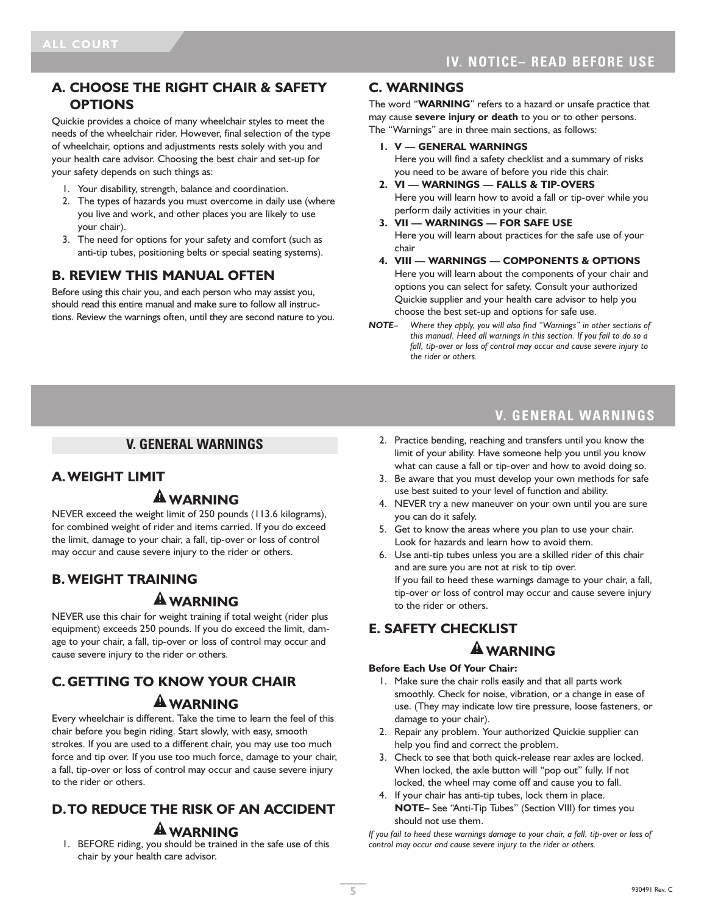## IV. NOTICE– READ BEFORE USE

### A. CHOOSE THE RIGHT CHAIR & SAFETY OPTIONS

Quickie provides a choice of many wheelchair styles to meet the needs of the wheelchair rider. However, final selection of the type of wheelchair, options and adjustments rests solely with you and your health care advisor. Choosing the best chair and set-up for your safety depends on such things as:

1. Your disability, strength, balance and coordination.
2. The types of hazards you must overcome in daily use (where you live and work, and other places you are likely to use your chair).
3. The need for options for your safety and comfort (such as anti-tip tubes, positioning belts or special seating systems).

### B. REVIEW THIS MANUAL OFTEN

Before using this chair you, and each person who may assist you, should read this entire manual and make sure to follow all instructions. Review the warnings often, until they are second nature to you.

### C. WARNINGS

The word "**WARNING**" refers to a hazard or unsafe practice that may cause **severe injury or death** to you or to other persons. The "Warnings" are in three main sections, as follows:

1. **V — GENERAL WARNINGS**
   Here you will find a safety checklist and a summary of risks you need to be aware of before you ride this chair.
2. **VI — WARNINGS — FALLS & TIP-OVERS**
   Here you will learn how to avoid a fall or tip-over while you perform daily activities in your chair.
3. **VII — WARNINGS — FOR SAFE USE**
   Here you will learn about practices for the safe use of your chair
4. **VIII — WARNINGS — COMPONENTS & OPTIONS**
   Here you will learn about the components of your chair and options you can select for safety. Consult your authorized Quickie supplier and your health care advisor to help you choose the best set-up and options for safe use.

***NOTE–*** *Where they apply, you will also find "Warnings" in other sections of this manual. Heed all warnings in this section. If you fail to do so a fall, tip-over or loss of control may occur and cause severe injury to the rider or others.*

## V. GENERAL WARNINGS

### A. WEIGHT LIMIT

**⚠ WARNING**

NEVER exceed the weight limit of 250 pounds (113.6 kilograms), for combined weight of rider and items carried. If you do exceed the limit, damage to your chair, a fall, tip-over or loss of control may occur and cause severe injury to the rider or others.

### B. WEIGHT TRAINING

**⚠ WARNING**

NEVER use this chair for weight training if total weight (rider plus equipment) exceeds 250 pounds. If you do exceed the limit, damage to your chair, a fall, tip-over or loss of control may occur and cause severe injury to the rider or others.

### C. GETTING TO KNOW YOUR CHAIR

**⚠ WARNING**

Every wheelchair is different. Take the time to learn the feel of this chair before you begin riding. Start slowly, with easy, smooth strokes. If you are used to a different chair, you may use too much force and tip over. If you use too much force, damage to your chair, a fall, tip-over or loss of control may occur and cause severe injury to the rider or others.

### D. TO REDUCE THE RISK OF AN ACCIDENT

**⚠ WARNING**

1. BEFORE riding, you should be trained in the safe use of this chair by your health care advisor.
2. Practice bending, reaching and transfers until you know the limit of your ability. Have someone help you until you know what can cause a fall or tip-over and how to avoid doing so.
3. Be aware that you must develop your own methods for safe use best suited to your level of function and ability.
4. NEVER try a new maneuver on your own until you are sure you can do it safely.
5. Get to know the areas where you plan to use your chair. Look for hazards and learn how to avoid them.
6. Use anti-tip tubes unless you are a skilled rider of this chair and are sure you are not at risk to tip over.
   If you fail to heed these warnings damage to your chair, a fall, tip-over or loss of control may occur and cause severe injury to the rider or others.

### E. SAFETY CHECKLIST

**⚠ WARNING**

**Before Each Use Of Your Chair:**

1. Make sure the chair rolls easily and that all parts work smoothly. Check for noise, vibration, or a change in ease of use. (They may indicate low tire pressure, loose fasteners, or damage to your chair).
2. Repair any problem. Your authorized Quickie supplier can help you find and correct the problem.
3. Check to see that both quick-release rear axles are locked. When locked, the axle button will "pop out" fully. If not locked, the wheel may come off and cause you to fall.
4. If your chair has anti-tip tubes, lock them in place.
   **NOTE–** See "Anti-Tip Tubes" (Section VIII) for times you should not use them.

*If you fail to heed these warnings damage to your chair, a fall, tip-over or loss of control may occur and cause severe injury to the rider or others.*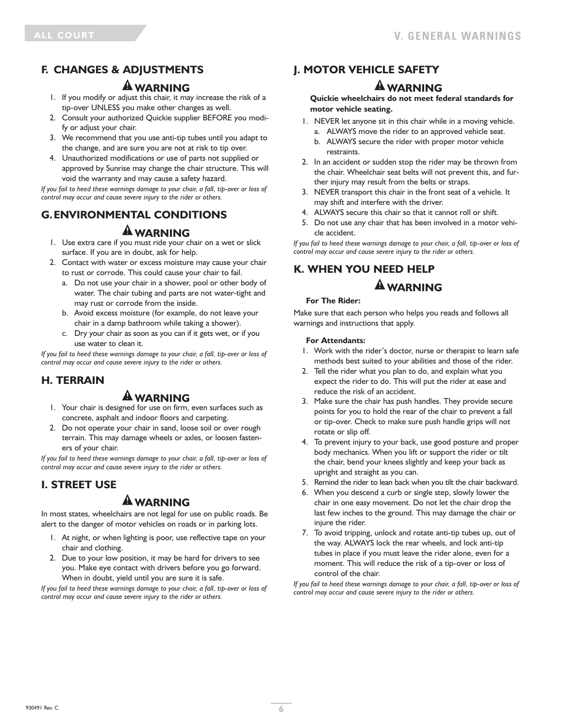## F. CHANGES & ADJUSTMENTS

**⚠ WARNING**

1. If you modify or adjust this chair, it may increase the risk of a tip-over UNLESS you make other changes as well.
2. Consult your authorized Quickie supplier BEFORE you modify or adjust your chair.
3. We recommend that you use anti-tip tubes until you adapt to the change, and are sure you are not at risk to tip over.
4. Unauthorized modifications or use of parts not supplied or approved by Sunrise may change the chair structure. This will void the warranty and may cause a safety hazard.

*If you fail to heed these warnings damage to your chair, a fall, tip-over or loss of control may occur and cause severe injury to the rider or others.*

## G. ENVIRONMENTAL CONDITIONS

**⚠ WARNING**

1. Use extra care if you must ride your chair on a wet or slick surface. If you are in doubt, ask for help.
2. Contact with water or excess moisture may cause your chair to rust or corrode. This could cause your chair to fail.
   a. Do not use your chair in a shower, pool or other body of water. The chair tubing and parts are not water-tight and may rust or corrode from the inside.
   b. Avoid excess moisture (for example, do not leave your chair in a damp bathroom while taking a shower).
   c. Dry your chair as soon as you can if it gets wet, or if you use water to clean it.

*If you fail to heed these warnings damage to your chair, a fall, tip-over or loss of control may occur and cause severe injury to the rider or others.*

## H. TERRAIN

**⚠ WARNING**

1. Your chair is designed for use on firm, even surfaces such as concrete, asphalt and indoor floors and carpeting.
2. Do not operate your chair in sand, loose soil or over rough terrain. This may damage wheels or axles, or loosen fasteners of your chair.

*If you fail to heed these warnings damage to your chair, a fall, tip-over or loss of control may occur and cause severe injury to the rider or others.*

## I. STREET USE

**⚠ WARNING**

In most states, wheelchairs are not legal for use on public roads. Be alert to the danger of motor vehicles on roads or in parking lots.

1. At night, or when lighting is poor, use reflective tape on your chair and clothing.
2. Due to your low position, it may be hard for drivers to see you. Make eye contact with drivers before you go forward. When in doubt, yield until you are sure it is safe.

*If you fail to heed these warnings damage to your chair, a fall, tip-over or loss of control may occur and cause severe injury to the rider or others.*

## J. MOTOR VEHICLE SAFETY

**⚠ WARNING**

**Quickie wheelchairs do not meet federal standards for motor vehicle seating.**

1. NEVER let anyone sit in this chair while in a moving vehicle.
   a. ALWAYS move the rider to an approved vehicle seat.
   b. ALWAYS secure the rider with proper motor vehicle restraints.
2. In an accident or sudden stop the rider may be thrown from the chair. Wheelchair seat belts will not prevent this, and further injury may result from the belts or straps.
3. NEVER transport this chair in the front seat of a vehicle. It may shift and interfere with the driver.
4. ALWAYS secure this chair so that it cannot roll or shift.
5. Do not use any chair that has been involved in a motor vehicle accident.

*If you fail to heed these warnings damage to your chair, a fall, tip-over or loss of control may occur and cause severe injury to the rider or others.*

## K. WHEN YOU NEED HELP

**⚠ WARNING**

**For The Rider:**

Make sure that each person who helps you reads and follows all warnings and instructions that apply.

**For Attendants:**

1. Work with the rider's doctor, nurse or therapist to learn safe methods best suited to your abilities and those of the rider.
2. Tell the rider what you plan to do, and explain what you expect the rider to do. This will put the rider at ease and reduce the risk of an accident.
3. Make sure the chair has push handles. They provide secure points for you to hold the rear of the chair to prevent a fall or tip-over. Check to make sure push handle grips will not rotate or slip off.
4. To prevent injury to your back, use good posture and proper body mechanics. When you lift or support the rider or tilt the chair, bend your knees slightly and keep your back as upright and straight as you can.
5. Remind the rider to lean back when you tilt the chair backward.
6. When you descend a curb or single step, slowly lower the chair in one easy movement. Do not let the chair drop the last few inches to the ground. This may damage the chair or injure the rider.
7. To avoid tripping, unlock and rotate anti-tip tubes up, out of the way. ALWAYS lock the rear wheels, and lock anti-tip tubes in place if you must leave the rider alone, even for a moment. This will reduce the risk of a tip-over or loss of control of the chair.

*If you fail to heed these warnings damage to your chair, a fall, tip-over or loss of control may occur and cause severe injury to the rider or others.*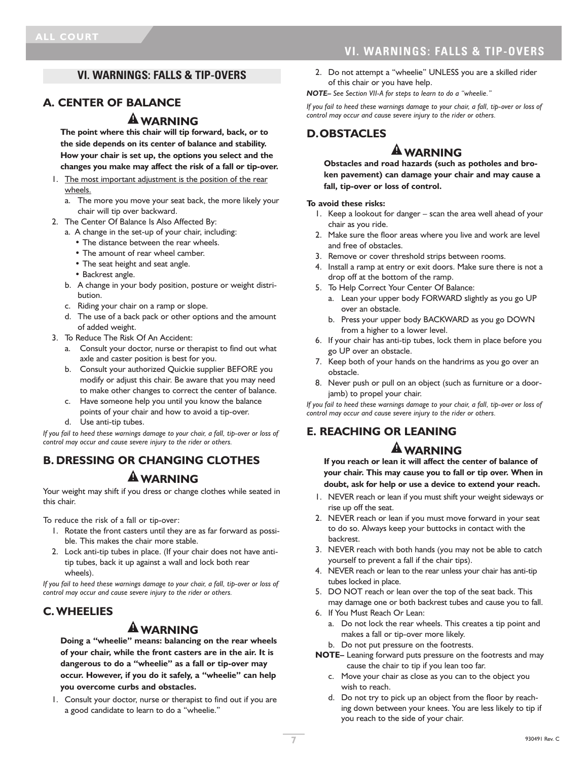## VI. WARNINGS: FALLS & TIP-OVERS

### A. CENTER OF BALANCE

**⚠ WARNING**

**The point where this chair will tip forward, back, or to the side depends on its center of balance and stability. How your chair is set up, the options you select and the changes you make may affect the risk of a fall or tip-over.**

1. The most important adjustment is the position of the rear wheels.
   a. The more you move your seat back, the more likely your chair will tip over backward.
2. The Center Of Balance Is Also Affected By:
   a. A change in the set-up of your chair, including:
      - The distance between the rear wheels.
      - The amount of rear wheel camber.
      - The seat height and seat angle.
      - Backrest angle.
   
   b. A change in your body position, posture or weight distribution.
   c. Riding your chair on a ramp or slope.
   d. The use of a back pack or other options and the amount of added weight.
3. To Reduce The Risk Of An Accident:
   a. Consult your doctor, nurse or therapist to find out what axle and caster position is best for you.
   b. Consult your authorized Quickie supplier BEFORE you modify or adjust this chair. Be aware that you may need to make other changes to correct the center of balance.
   c. Have someone help you until you know the balance points of your chair and how to avoid a tip-over.
   d. Use anti-tip tubes.

*If you fail to heed these warnings damage to your chair, a fall, tip-over or loss of control may occur and cause severe injury to the rider or others.*

### B. DRESSING OR CHANGING CLOTHES

**⚠ WARNING**

Your weight may shift if you dress or change clothes while seated in this chair.

To reduce the risk of a fall or tip-over:

1. Rotate the front casters until they are as far forward as possible. This makes the chair more stable.
2. Lock anti-tip tubes in place. (If your chair does not have anti-tip tubes, back it up against a wall and lock both rear wheels).

*If you fail to heed these warnings damage to your chair, a fall, tip-over or loss of control may occur and cause severe injury to the rider or others.*

### C. WHEELIES

**⚠ WARNING**

**Doing a "wheelie" means: balancing on the rear wheels of your chair, while the front casters are in the air. It is dangerous to do a "wheelie" as a fall or tip-over may occur. However, if you do it safely, a "wheelie" can help you overcome curbs and obstacles.**

1. Consult your doctor, nurse or therapist to find out if you are a good candidate to learn to do a "wheelie."
2. Do not attempt a "wheelie" UNLESS you are a skilled rider of this chair or you have help.

***NOTE–** See Section VII-A for steps to learn to do a "wheelie."*

*If you fail to heed these warnings damage to your chair, a fall, tip-over or loss of control may occur and cause severe injury to the rider or others.*

### D. OBSTACLES

**⚠ WARNING**

**Obstacles and road hazards (such as potholes and broken pavement) can damage your chair and may cause a fall, tip-over or loss of control.**

**To avoid these risks:**

1. Keep a lookout for danger – scan the area well ahead of your chair as you ride.
2. Make sure the floor areas where you live and work are level and free of obstacles.
3. Remove or cover threshold strips between rooms.
4. Install a ramp at entry or exit doors. Make sure there is not a drop off at the bottom of the ramp.
5. To Help Correct Your Center Of Balance:
   a. Lean your upper body FORWARD slightly as you go UP over an obstacle.
   b. Press your upper body BACKWARD as you go DOWN from a higher to a lower level.
6. If your chair has anti-tip tubes, lock them in place before you go UP over an obstacle.
7. Keep both of your hands on the handrims as you go over an obstacle.
8. Never push or pull on an object (such as furniture or a doorjamb) to propel your chair.

*If you fail to heed these warnings damage to your chair, a fall, tip-over or loss of control may occur and cause severe injury to the rider or others.*

### E. REACHING OR LEANING

**⚠ WARNING**

**If you reach or lean it will affect the center of balance of your chair. This may cause you to fall or tip over. When in doubt, ask for help or use a device to extend your reach.**

1. NEVER reach or lean if you must shift your weight sideways or rise up off the seat.
2. NEVER reach or lean if you must move forward in your seat to do so. Always keep your buttocks in contact with the backrest.
3. NEVER reach with both hands (you may not be able to catch yourself to prevent a fall if the chair tips).
4. NEVER reach or lean to the rear unless your chair has anti-tip tubes locked in place.
5. DO NOT reach or lean over the top of the seat back. This may damage one or both backrest tubes and cause you to fall.
6. If You Must Reach Or Lean:
   a. Do not lock the rear wheels. This creates a tip point and makes a fall or tip-over more likely.
   b. Do not put pressure on the footrests.
   
   **NOTE–** Leaning forward puts pressure on the footrests and may cause the chair to tip if you lean too far.
   
   c. Move your chair as close as you can to the object you wish to reach.
   d. Do not try to pick up an object from the floor by reaching down between your knees. You are less likely to tip if you reach to the side of your chair.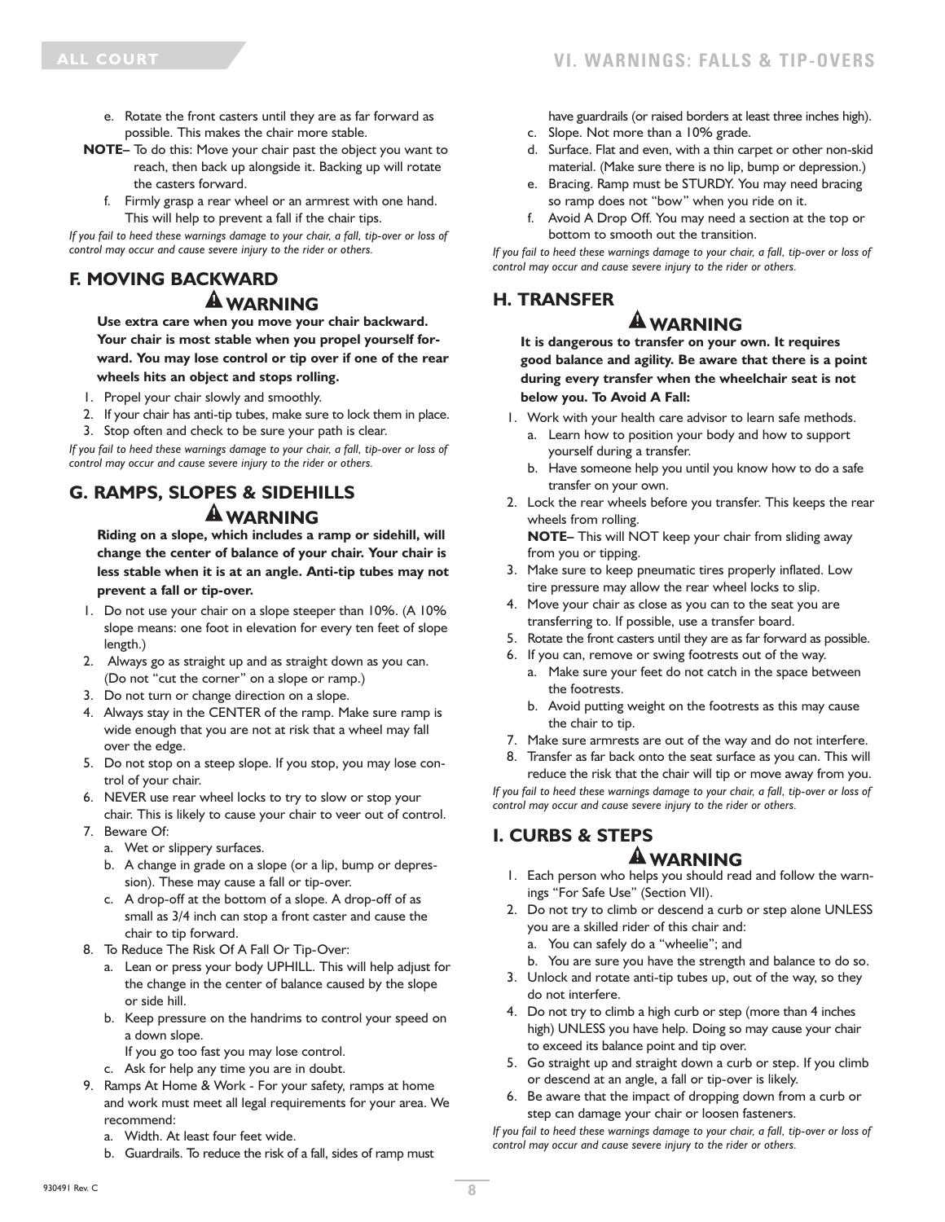e. Rotate the front casters until they are as far forward as possible. This makes the chair more stable.

**NOTE**– To do this: Move your chair past the object you want to reach, then back up alongside it. Backing up will rotate the casters forward.

f. Firmly grasp a rear wheel or an armrest with one hand. This will help to prevent a fall if the chair tips.

*If you fail to heed these warnings damage to your chair, a fall, tip-over or loss of control may occur and cause severe injury to the rider or others.*

## F. MOVING BACKWARD

### ⚠ WARNING

**Use extra care when you move your chair backward. Your chair is most stable when you propel yourself forward. You may lose control or tip over if one of the rear wheels hits an object and stops rolling.**

1. Propel your chair slowly and smoothly.
2. If your chair has anti-tip tubes, make sure to lock them in place.
3. Stop often and check to be sure your path is clear.

*If you fail to heed these warnings damage to your chair, a fall, tip-over or loss of control may occur and cause severe injury to the rider or others.*

## G. RAMPS, SLOPES & SIDEHILLS

### ⚠ WARNING

**Riding on a slope, which includes a ramp or sidehill, will change the center of balance of your chair. Your chair is less stable when it is at an angle. Anti-tip tubes may not prevent a fall or tip-over.**

1. Do not use your chair on a slope steeper than 10%. (A 10% slope means: one foot in elevation for every ten feet of slope length.)
2. Always go as straight up and as straight down as you can. (Do not "cut the corner" on a slope or ramp.)
3. Do not turn or change direction on a slope.
4. Always stay in the CENTER of the ramp. Make sure ramp is wide enough that you are not at risk that a wheel may fall over the edge.
5. Do not stop on a steep slope. If you stop, you may lose control of your chair.
6. NEVER use rear wheel locks to try to slow or stop your chair. This is likely to cause your chair to veer out of control.
7. Beware Of:
   a. Wet or slippery surfaces.
   b. A change in grade on a slope (or a lip, bump or depression). These may cause a fall or tip-over.
   c. A drop-off at the bottom of a slope. A drop-off of as small as 3/4 inch can stop a front caster and cause the chair to tip forward.
8. To Reduce The Risk Of A Fall Or Tip-Over:
   a. Lean or press your body UPHILL. This will help adjust for the change in the center of balance caused by the slope or side hill.
   b. Keep pressure on the handrims to control your speed on a down slope.
      If you go too fast you may lose control.
   c. Ask for help any time you are in doubt.
9. Ramps At Home & Work - For your safety, ramps at home and work must meet all legal requirements for your area. We recommend:
   a. Width. At least four feet wide.
   b. Guardrails. To reduce the risk of a fall, sides of ramp must have guardrails (or raised borders at least three inches high).
   c. Slope. Not more than a 10% grade.
   d. Surface. Flat and even, with a thin carpet or other non-skid material. (Make sure there is no lip, bump or depression.)
   e. Bracing. Ramp must be STURDY. You may need bracing so ramp does not "bow" when you ride on it.
   f. Avoid A Drop Off. You may need a section at the top or bottom to smooth out the transition.

*If you fail to heed these warnings damage to your chair, a fall, tip-over or loss of control may occur and cause severe injury to the rider or others.*

## H. TRANSFER

### ⚠ WARNING

**It is dangerous to transfer on your own. It requires good balance and agility. Be aware that there is a point during every transfer when the wheelchair seat is not below you. To Avoid A Fall:**

1. Work with your health care advisor to learn safe methods.
   a. Learn how to position your body and how to support yourself during a transfer.
   b. Have someone help you until you know how to do a safe transfer on your own.
2. Lock the rear wheels before you transfer. This keeps the rear wheels from rolling.
   **NOTE**– This will NOT keep your chair from sliding away from you or tipping.
3. Make sure to keep pneumatic tires properly inflated. Low tire pressure may allow the rear wheel locks to slip.
4. Move your chair as close as you can to the seat you are transferring to. If possible, use a transfer board.
5. Rotate the front casters until they are as far forward as possible.
6. If you can, remove or swing footrests out of the way.
   a. Make sure your feet do not catch in the space between the footrests.
   b. Avoid putting weight on the footrests as this may cause the chair to tip.
7. Make sure armrests are out of the way and do not interfere.
8. Transfer as far back onto the seat surface as you can. This will reduce the risk that the chair will tip or move away from you.

*If you fail to heed these warnings damage to your chair, a fall, tip-over or loss of control may occur and cause severe injury to the rider or others.*

## I. CURBS & STEPS

### ⚠ WARNING

1. Each person who helps you should read and follow the warnings "For Safe Use" (Section VII).
2. Do not try to climb or descend a curb or step alone UNLESS you are a skilled rider of this chair and:
   a. You can safely do a "wheelie"; and
   b. You are sure you have the strength and balance to do so.
3. Unlock and rotate anti-tip tubes up, out of the way, so they do not interfere.
4. Do not try to climb a high curb or step (more than 4 inches high) UNLESS you have help. Doing so may cause your chair to exceed its balance point and tip over.
5. Go straight up and straight down a curb or step. If you climb or descend at an angle, a fall or tip-over is likely.
6. Be aware that the impact of dropping down from a curb or step can damage your chair or loosen fasteners.

*If you fail to heed these warnings damage to your chair, a fall, tip-over or loss of control may occur and cause severe injury to the rider or others.*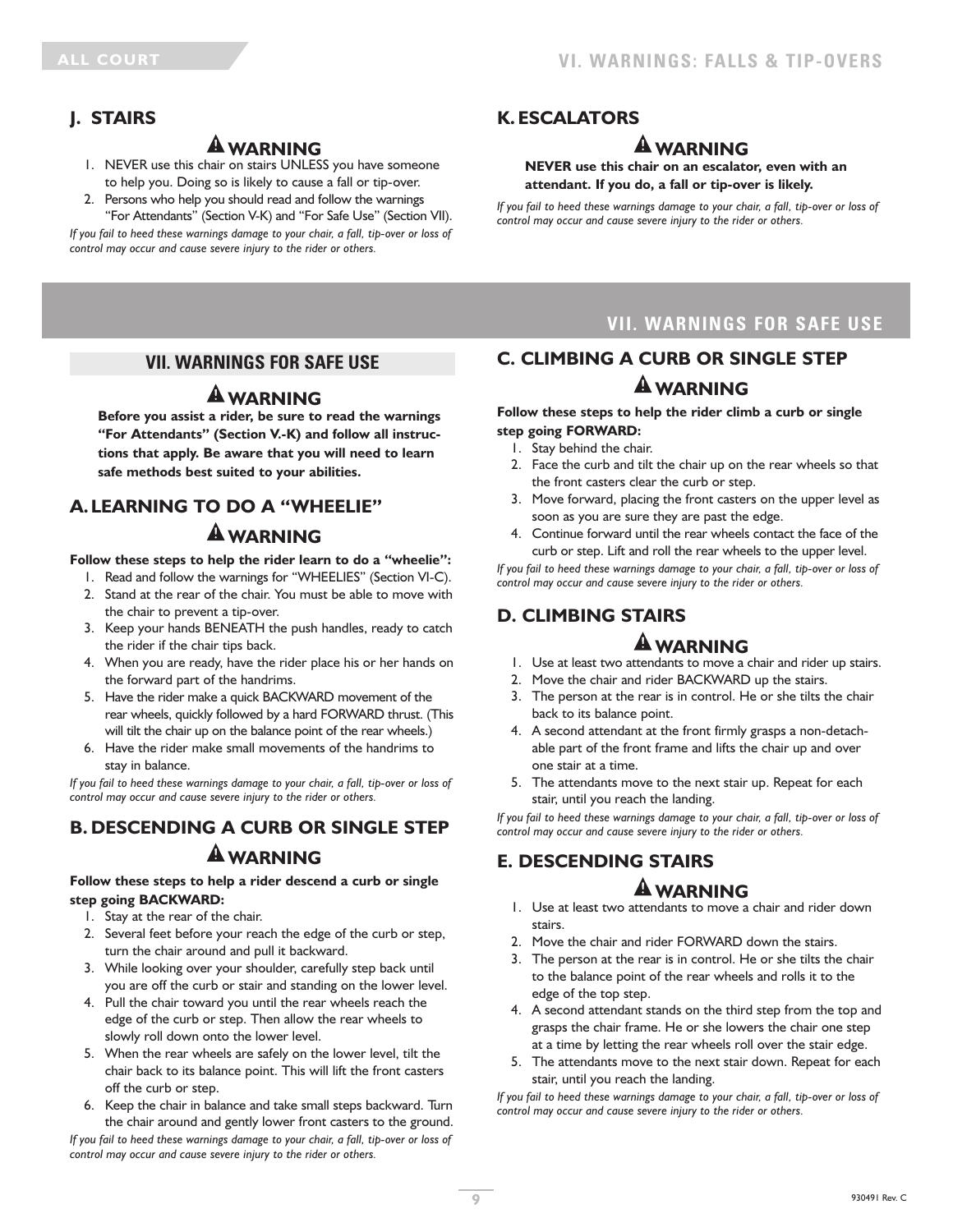## J. STAIRS

**⚠ WARNING**

1. NEVER use this chair on stairs UNLESS you have someone to help you. Doing so is likely to cause a fall or tip-over.
2. Persons who help you should read and follow the warnings "For Attendants" (Section V-K) and "For Safe Use" (Section VII).

*If you fail to heed these warnings damage to your chair, a fall, tip-over or loss of control may occur and cause severe injury to the rider or others.*

## K. ESCALATORS

**⚠ WARNING**

**NEVER use this chair on an escalator, even with an attendant. If you do, a fall or tip-over is likely.**

*If you fail to heed these warnings damage to your chair, a fall, tip-over or loss of control may occur and cause severe injury to the rider or others.*

# VII. WARNINGS FOR SAFE USE

**⚠ WARNING**

**Before you assist a rider, be sure to read the warnings "For Attendants" (Section V.-K) and follow all instructions that apply. Be aware that you will need to learn safe methods best suited to your abilities.**

## A. LEARNING TO DO A "WHEELIE"

**⚠ WARNING**

**Follow these steps to help the rider learn to do a "wheelie":**

1. Read and follow the warnings for "WHEELIES" (Section VI-C).
2. Stand at the rear of the chair. You must be able to move with the chair to prevent a tip-over.
3. Keep your hands BENEATH the push handles, ready to catch the rider if the chair tips back.
4. When you are ready, have the rider place his or her hands on the forward part of the handrims.
5. Have the rider make a quick BACKWARD movement of the rear wheels, quickly followed by a hard FORWARD thrust. (This will tilt the chair up on the balance point of the rear wheels.)
6. Have the rider make small movements of the handrims to stay in balance.

*If you fail to heed these warnings damage to your chair, a fall, tip-over or loss of control may occur and cause severe injury to the rider or others.*

## B. DESCENDING A CURB OR SINGLE STEP

**⚠ WARNING**

**Follow these steps to help a rider descend a curb or single step going BACKWARD:**

1. Stay at the rear of the chair.
2. Several feet before your reach the edge of the curb or step, turn the chair around and pull it backward.
3. While looking over your shoulder, carefully step back until you are off the curb or stair and standing on the lower level.
4. Pull the chair toward you until the rear wheels reach the edge of the curb or step. Then allow the rear wheels to slowly roll down onto the lower level.
5. When the rear wheels are safely on the lower level, tilt the chair back to its balance point. This will lift the front casters off the curb or step.
6. Keep the chair in balance and take small steps backward. Turn the chair around and gently lower front casters to the ground.

*If you fail to heed these warnings damage to your chair, a fall, tip-over or loss of control may occur and cause severe injury to the rider or others.*

## C. CLIMBING A CURB OR SINGLE STEP

**⚠ WARNING**

**Follow these steps to help the rider climb a curb or single step going FORWARD:**

1. Stay behind the chair.
2. Face the curb and tilt the chair up on the rear wheels so that the front casters clear the curb or step.
3. Move forward, placing the front casters on the upper level as soon as you are sure they are past the edge.
4. Continue forward until the rear wheels contact the face of the curb or step. Lift and roll the rear wheels to the upper level.

*If you fail to heed these warnings damage to your chair, a fall, tip-over or loss of control may occur and cause severe injury to the rider or others.*

## D. CLIMBING STAIRS

**⚠ WARNING**

1. Use at least two attendants to move a chair and rider up stairs.
2. Move the chair and rider BACKWARD up the stairs.
3. The person at the rear is in control. He or she tilts the chair back to its balance point.
4. A second attendant at the front firmly grasps a non-detachable part of the front frame and lifts the chair up and over one stair at a time.
5. The attendants move to the next stair up. Repeat for each stair, until you reach the landing.

*If you fail to heed these warnings damage to your chair, a fall, tip-over or loss of control may occur and cause severe injury to the rider or others.*

## E. DESCENDING STAIRS

**⚠ WARNING**

1. Use at least two attendants to move a chair and rider down stairs.
2. Move the chair and rider FORWARD down the stairs.
3. The person at the rear is in control. He or she tilts the chair to the balance point of the rear wheels and rolls it to the edge of the top step.
4. A second attendant stands on the third step from the top and grasps the chair frame. He or she lowers the chair one step at a time by letting the rear wheels roll over the stair edge.
5. The attendants move to the next stair down. Repeat for each stair, until you reach the landing.

*If you fail to heed these warnings damage to your chair, a fall, tip-over or loss of control may occur and cause severe injury to the rider or others.*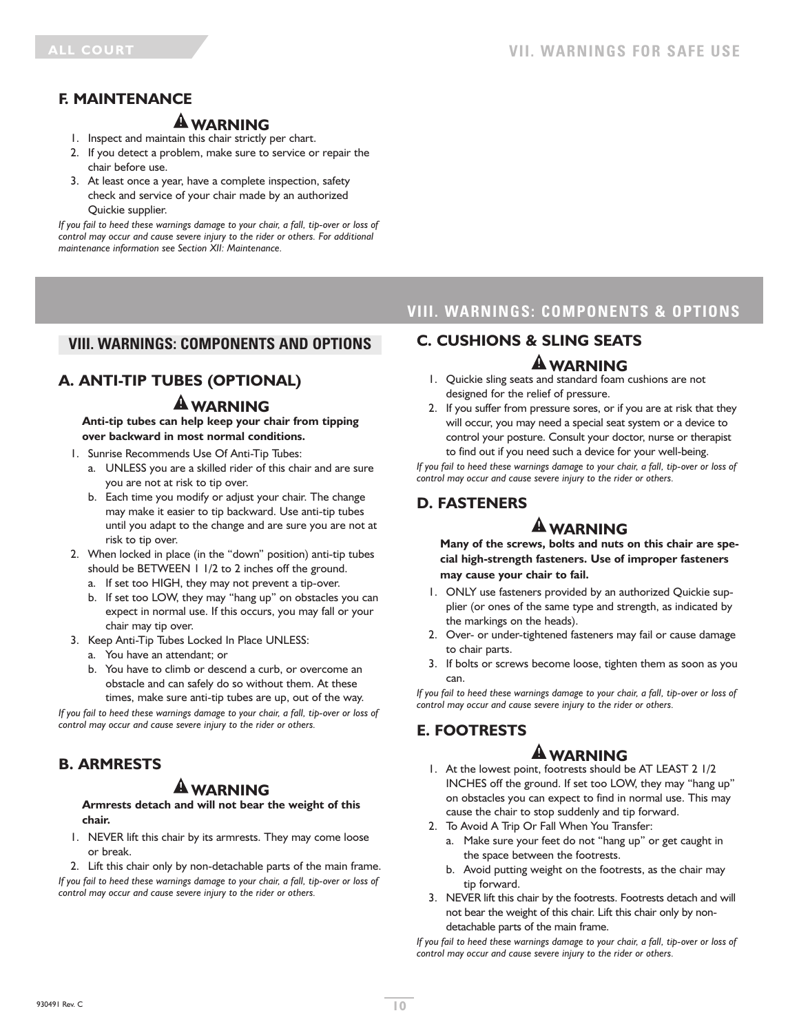## F. MAINTENANCE

**⚠ WARNING**

1. Inspect and maintain this chair strictly per chart.
2. If you detect a problem, make sure to service or repair the chair before use.
3. At least once a year, have a complete inspection, safety check and service of your chair made by an authorized Quickie supplier.

*If you fail to heed these warnings damage to your chair, a fall, tip-over or loss of control may occur and cause severe injury to the rider or others. For additional maintenance information see Section XII: Maintenance.*

# VIII. WARNINGS: COMPONENTS AND OPTIONS

## A. ANTI-TIP TUBES (OPTIONAL)

**⚠ WARNING**

**Anti-tip tubes can help keep your chair from tipping over backward in most normal conditions.**

1. Sunrise Recommends Use Of Anti-Tip Tubes:
   a. UNLESS you are a skilled rider of this chair and are sure you are not at risk to tip over.
   b. Each time you modify or adjust your chair. The change may make it easier to tip backward. Use anti-tip tubes until you adapt to the change and are sure you are not at risk to tip over.
2. When locked in place (in the "down" position) anti-tip tubes should be BETWEEN 1 1/2 to 2 inches off the ground.
   a. If set too HIGH, they may not prevent a tip-over.
   b. If set too LOW, they may "hang up" on obstacles you can expect in normal use. If this occurs, you may fall or your chair may tip over.
3. Keep Anti-Tip Tubes Locked In Place UNLESS:
   a. You have an attendant; or
   b. You have to climb or descend a curb, or overcome an obstacle and can safely do so without them. At these times, make sure anti-tip tubes are up, out of the way.

*If you fail to heed these warnings damage to your chair, a fall, tip-over or loss of control may occur and cause severe injury to the rider or others.*

## B. ARMRESTS

**⚠ WARNING**

**Armrests detach and will not bear the weight of this chair.**

1. NEVER lift this chair by its armrests. They may come loose or break.
2. Lift this chair only by non-detachable parts of the main frame.

*If you fail to heed these warnings damage to your chair, a fall, tip-over or loss of control may occur and cause severe injury to the rider or others.*

## C. CUSHIONS & SLING SEATS

**⚠ WARNING**

1. Quickie sling seats and standard foam cushions are not designed for the relief of pressure.
2. If you suffer from pressure sores, or if you are at risk that they will occur, you may need a special seat system or a device to control your posture. Consult your doctor, nurse or therapist to find out if you need such a device for your well-being.

*If you fail to heed these warnings damage to your chair, a fall, tip-over or loss of control may occur and cause severe injury to the rider or others.*

## D. FASTENERS

**⚠ WARNING**

**Many of the screws, bolts and nuts on this chair are special high-strength fasteners. Use of improper fasteners may cause your chair to fail.**

1. ONLY use fasteners provided by an authorized Quickie supplier (or ones of the same type and strength, as indicated by the markings on the heads).
2. Over- or under-tightened fasteners may fail or cause damage to chair parts.
3. If bolts or screws become loose, tighten them as soon as you can.

*If you fail to heed these warnings damage to your chair, a fall, tip-over or loss of control may occur and cause severe injury to the rider or others.*

## E. FOOTRESTS

**⚠ WARNING**

1. At the lowest point, footrests should be AT LEAST 2 1/2 INCHES off the ground. If set too LOW, they may "hang up" on obstacles you can expect to find in normal use. This may cause the chair to stop suddenly and tip forward.
2. To Avoid A Trip Or Fall When You Transfer:
   a. Make sure your feet do not "hang up" or get caught in the space between the footrests.
   b. Avoid putting weight on the footrests, as the chair may tip forward.
3. NEVER lift this chair by the footrests. Footrests detach and will not bear the weight of this chair. Lift this chair only by non-detachable parts of the main frame.

*If you fail to heed these warnings damage to your chair, a fall, tip-over or loss of control may occur and cause severe injury to the rider or others.*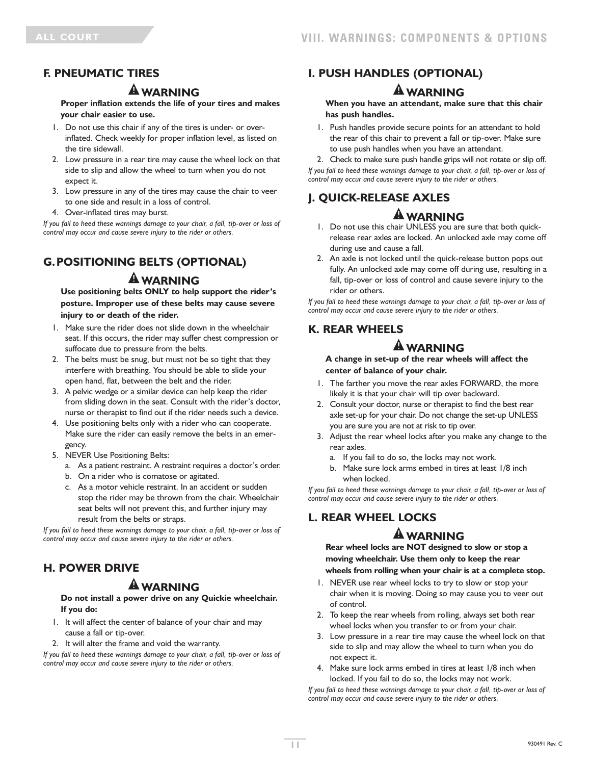## F. PNEUMATIC TIRES

### ⚠ WARNING

**Proper inflation extends the life of your tires and makes your chair easier to use.**

1. Do not use this chair if any of the tires is under- or over-inflated. Check weekly for proper inflation level, as listed on the tire sidewall.
2. Low pressure in a rear tire may cause the wheel lock on that side to slip and allow the wheel to turn when you do not expect it.
3. Low pressure in any of the tires may cause the chair to veer to one side and result in a loss of control.
4. Over-inflated tires may burst.

*If you fail to heed these warnings damage to your chair, a fall, tip-over or loss of control may occur and cause severe injury to the rider or others.*

## G. POSITIONING BELTS (OPTIONAL)

### ⚠ WARNING

**Use positioning belts ONLY to help support the rider's posture. Improper use of these belts may cause severe injury to or death of the rider.**

1. Make sure the rider does not slide down in the wheelchair seat. If this occurs, the rider may suffer chest compression or suffocate due to pressure from the belts.
2. The belts must be snug, but must not be so tight that they interfere with breathing. You should be able to slide your open hand, flat, between the belt and the rider.
3. A pelvic wedge or a similar device can help keep the rider from sliding down in the seat. Consult with the rider's doctor, nurse or therapist to find out if the rider needs such a device.
4. Use positioning belts only with a rider who can cooperate. Make sure the rider can easily remove the belts in an emergency.
5. NEVER Use Positioning Belts:
   a. As a patient restraint. A restraint requires a doctor's order.
   b. On a rider who is comatose or agitated.
   c. As a motor vehicle restraint. In an accident or sudden stop the rider may be thrown from the chair. Wheelchair seat belts will not prevent this, and further injury may result from the belts or straps.

*If you fail to heed these warnings damage to your chair, a fall, tip-over or loss of control may occur and cause severe injury to the rider or others.*

## H. POWER DRIVE

### ⚠ WARNING

**Do not install a power drive on any Quickie wheelchair. If you do:**

1. It will affect the center of balance of your chair and may cause a fall or tip-over.
2. It will alter the frame and void the warranty.

*If you fail to heed these warnings damage to your chair, a fall, tip-over or loss of control may occur and cause severe injury to the rider or others.*

## I. PUSH HANDLES (OPTIONAL)

### ⚠ WARNING

**When you have an attendant, make sure that this chair has push handles.**

1. Push handles provide secure points for an attendant to hold the rear of this chair to prevent a fall or tip-over. Make sure to use push handles when you have an attendant.
2. Check to make sure push handle grips will not rotate or slip off.

*If you fail to heed these warnings damage to your chair, a fall, tip-over or loss of control may occur and cause severe injury to the rider or others.*

## J. QUICK-RELEASE AXLES

### ⚠ WARNING

1. Do not use this chair UNLESS you are sure that both quick-release rear axles are locked. An unlocked axle may come off during use and cause a fall.
2. An axle is not locked until the quick-release button pops out fully. An unlocked axle may come off during use, resulting in a fall, tip-over or loss of control and cause severe injury to the rider or others.

*If you fail to heed these warnings damage to your chair, a fall, tip-over or loss of control may occur and cause severe injury to the rider or others.*

## K. REAR WHEELS

### ⚠ WARNING

**A change in set-up of the rear wheels will affect the center of balance of your chair.**

1. The farther you move the rear axles FORWARD, the more likely it is that your chair will tip over backward.
2. Consult your doctor, nurse or therapist to find the best rear axle set-up for your chair. Do not change the set-up UNLESS you are sure you are not at risk to tip over.
3. Adjust the rear wheel locks after you make any change to the rear axles.
   a. If you fail to do so, the locks may not work.
   b. Make sure lock arms embed in tires at least 1/8 inch when locked.

*If you fail to heed these warnings damage to your chair, a fall, tip-over or loss of control may occur and cause severe injury to the rider or others.*

## L. REAR WHEEL LOCKS

### ⚠ WARNING

**Rear wheel locks are NOT designed to slow or stop a moving wheelchair. Use them only to keep the rear wheels from rolling when your chair is at a complete stop.**

1. NEVER use rear wheel locks to try to slow or stop your chair when it is moving. Doing so may cause you to veer out of control.
2. To keep the rear wheels from rolling, always set both rear wheel locks when you transfer to or from your chair.
3. Low pressure in a rear tire may cause the wheel lock on that side to slip and may allow the wheel to turn when you do not expect it.
4. Make sure lock arms embed in tires at least 1/8 inch when locked. If you fail to do so, the locks may not work.

*If you fail to heed these warnings damage to your chair, a fall, tip-over or loss of control may occur and cause severe injury to the rider or others.*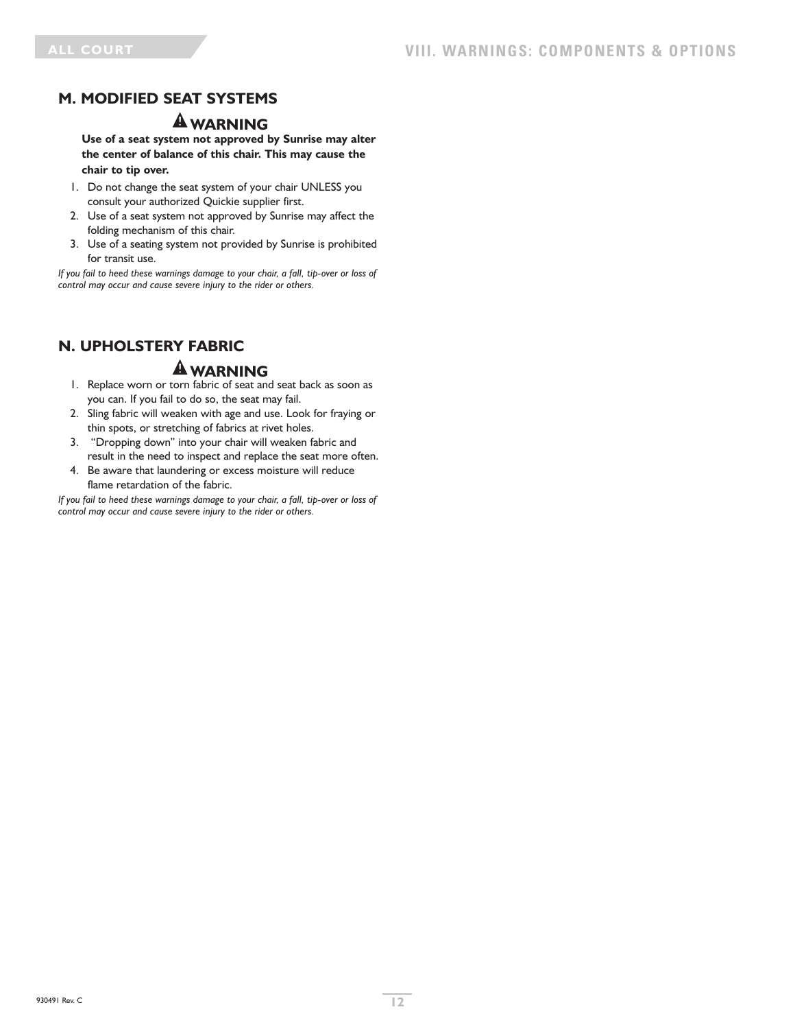## M. MODIFIED SEAT SYSTEMS

**⚠ WARNING**

**Use of a seat system not approved by Sunrise may alter the center of balance of this chair. This may cause the chair to tip over.**

1. Do not change the seat system of your chair UNLESS you consult your authorized Quickie supplier first.
2. Use of a seat system not approved by Sunrise may affect the folding mechanism of this chair.
3. Use of a seating system not provided by Sunrise is prohibited for transit use.

*If you fail to heed these warnings damage to your chair, a fall, tip-over or loss of control may occur and cause severe injury to the rider or others.*

## N. UPHOLSTERY FABRIC

**⚠ WARNING**

1. Replace worn or torn fabric of seat and seat back as soon as you can. If you fail to do so, the seat may fail.
2. Sling fabric will weaken with age and use. Look for fraying or thin spots, or stretching of fabrics at rivet holes.
3. "Dropping down" into your chair will weaken fabric and result in the need to inspect and replace the seat more often.
4. Be aware that laundering or excess moisture will reduce flame retardation of the fabric.

*If you fail to heed these warnings damage to your chair, a fall, tip-over or loss of control may occur and cause severe injury to the rider or others.*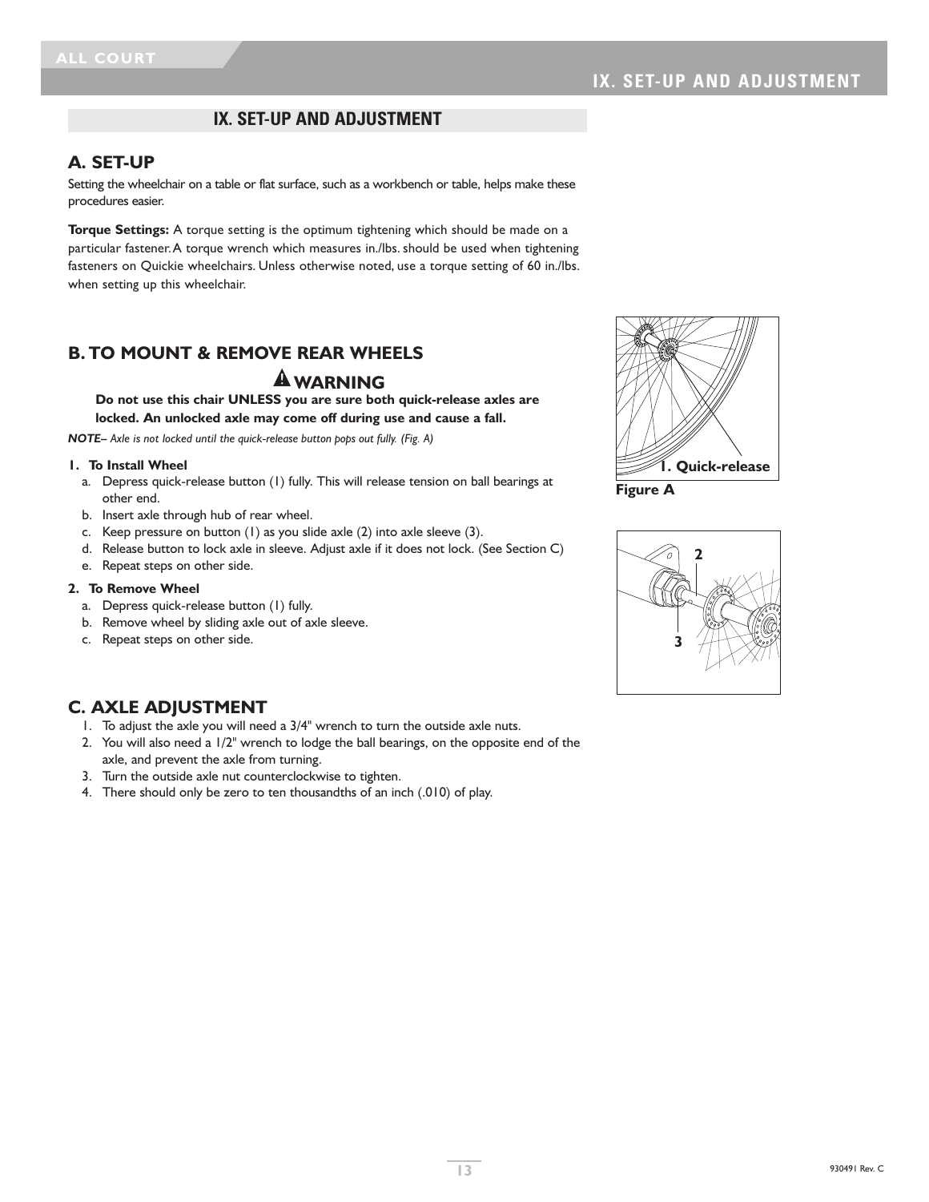# IX. SET-UP AND ADJUSTMENT

## A. SET-UP

Setting the wheelchair on a table or flat surface, such as a workbench or table, helps make these procedures easier.

**Torque Settings:** A torque setting is the optimum tightening which should be made on a particular fastener. A torque wrench which measures in./lbs. should be used when tightening fasteners on Quickie wheelchairs. Unless otherwise noted, use a torque setting of 60 in./lbs. when setting up this wheelchair.

## B. TO MOUNT & REMOVE REAR WHEELS

**⚠ WARNING**

**Do not use this chair UNLESS you are sure both quick-release axles are locked. An unlocked axle may come off during use and cause a fall.**

***NOTE–*** *Axle is not locked until the quick-release button pops out fully. (Fig. A)*

**1. To Install Wheel**

a. Depress quick-release button (1) fully. This will release tension on ball bearings at other end.
b. Insert axle through hub of rear wheel.
c. Keep pressure on button (1) as you slide axle (2) into axle sleeve (3).
d. Release button to lock axle in sleeve. Adjust axle if it does not lock. (See Section C)
e. Repeat steps on other side.

**2. To Remove Wheel**

a. Depress quick-release button (1) fully.
b. Remove wheel by sliding axle out of axle sleeve.
c. Repeat steps on other side.

1. Quick-release

**Figure A**

2

3

## C. AXLE ADJUSTMENT

1. To adjust the axle you will need a 3/4" wrench to turn the outside axle nuts.
2. You will also need a 1/2" wrench to lodge the ball bearings, on the opposite end of the axle, and prevent the axle from turning.
3. Turn the outside axle nut counterclockwise to tighten.
4. There should only be zero to ten thousandths of an inch (.010) of play.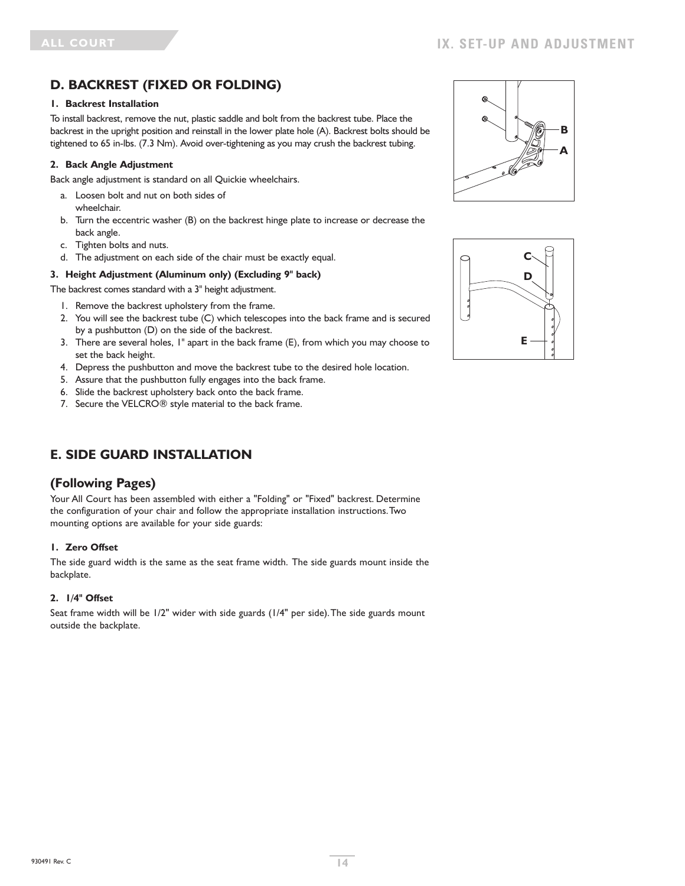## D. BACKREST (FIXED OR FOLDING)

### 1. Backrest Installation

To install backrest, remove the nut, plastic saddle and bolt from the backrest tube. Place the backrest in the upright position and reinstall in the lower plate hole (A). Backrest bolts should be tightened to 65 in-lbs. (7.3 Nm). Avoid over-tightening as you may crush the backrest tubing.

### 2. Back Angle Adjustment

Back angle adjustment is standard on all Quickie wheelchairs.

a. Loosen bolt and nut on both sides of wheelchair.
b. Turn the eccentric washer (B) on the backrest hinge plate to increase or decrease the back angle.
c. Tighten bolts and nuts.
d. The adjustment on each side of the chair must be exactly equal.

### 3. Height Adjustment (Aluminum only) (Excluding 9" back)

The backrest comes standard with a 3" height adjustment.

1. Remove the backrest upholstery from the frame.
2. You will see the backrest tube (C) which telescopes into the back frame and is secured by a pushbutton (D) on the side of the backrest.
3. There are several holes, 1" apart in the back frame (E), from which you may choose to set the back height.
4. Depress the pushbutton and move the backrest tube to the desired hole location.
5. Assure that the pushbutton fully engages into the back frame.
6. Slide the backrest upholstery back onto the back frame.
7. Secure the VELCRO® style material to the back frame.

## E. SIDE GUARD INSTALLATION

## (Following Pages)

Your All Court has been assembled with either a "Folding" or "Fixed" backrest. Determine the configuration of your chair and follow the appropriate installation instructions. Two mounting options are available for your side guards:

### 1. Zero Offset

The side guard width is the same as the seat frame width. The side guards mount inside the backplate.

### 2. 1/4" Offset

Seat frame width will be 1/2" wider with side guards (1/4" per side). The side guards mount outside the backplate.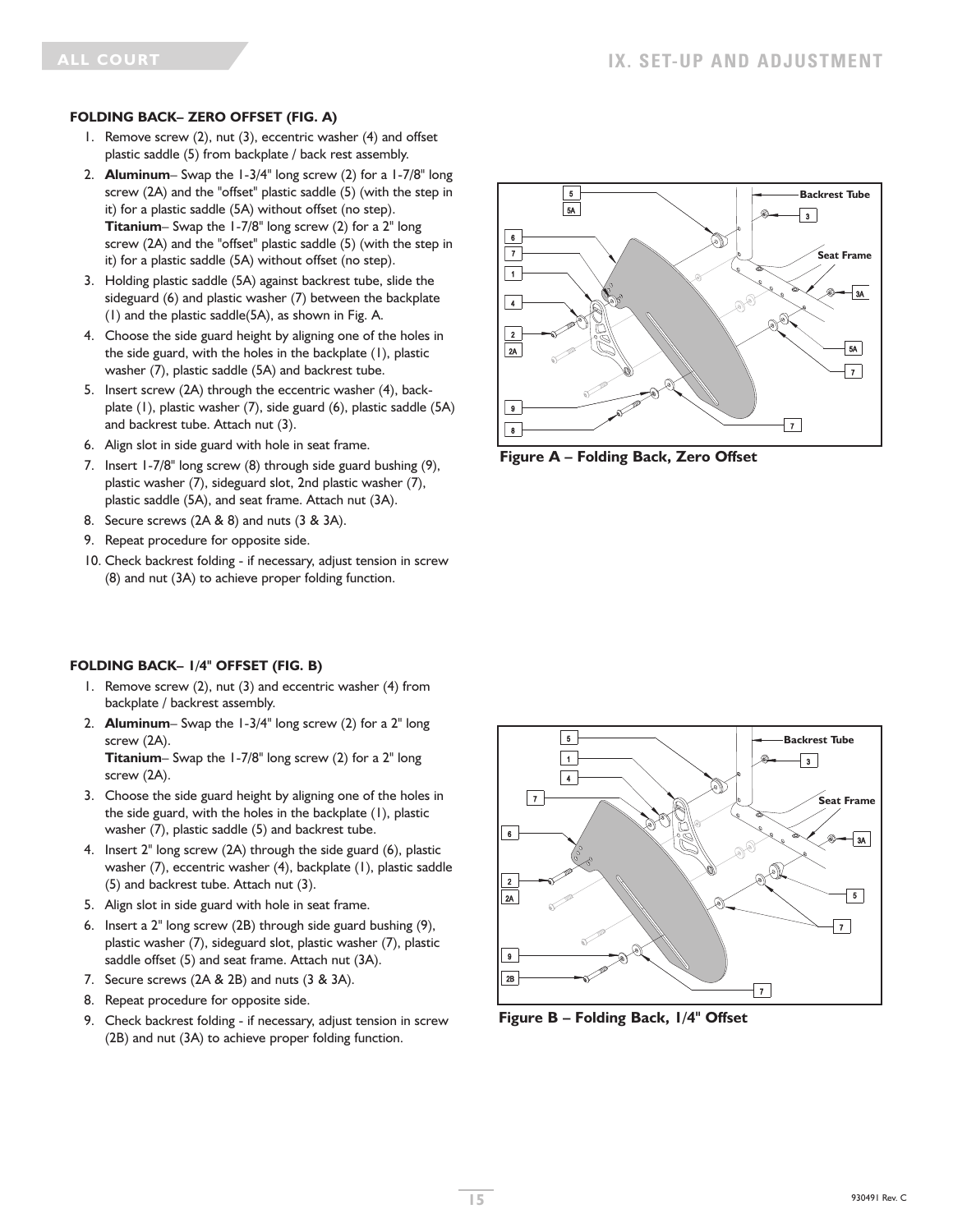### FOLDING BACK– ZERO OFFSET (FIG. A)

1. Remove screw (2), nut (3), eccentric washer (4) and offset plastic saddle (5) from backplate / back rest assembly.
2. **Aluminum**– Swap the 1-3/4" long screw (2) for a 1-7/8" long screw (2A) and the "offset" plastic saddle (5) (with the step in it) for a plastic saddle (5A) without offset (no step).
   **Titanium**– Swap the 1-7/8" long screw (2) for a 2" long screw (2A) and the "offset" plastic saddle (5) (with the step in it) for a plastic saddle (5A) without offset (no step).
3. Holding plastic saddle (5A) against backrest tube, slide the sideguard (6) and plastic washer (7) between the backplate (1) and the plastic saddle(5A), as shown in Fig. A.
4. Choose the side guard height by aligning one of the holes in the side guard, with the holes in the backplate (1), plastic washer (7), plastic saddle (5A) and backrest tube.
5. Insert screw (2A) through the eccentric washer (4), back-plate (1), plastic washer (7), side guard (6), plastic saddle (5A) and backrest tube. Attach nut (3).
6. Align slot in side guard with hole in seat frame.
7. Insert 1-7/8" long screw (8) through side guard bushing (9), plastic washer (7), sideguard slot, 2nd plastic washer (7), plastic saddle (5A), and seat frame. Attach nut (3A).
8. Secure screws (2A & 8) and nuts (3 & 3A).
9. Repeat procedure for opposite side.
10. Check backrest folding - if necessary, adjust tension in screw (8) and nut (3A) to achieve proper folding function.

**Figure A – Folding Back, Zero Offset**

### FOLDING BACK– 1/4" OFFSET (FIG. B)

1. Remove screw (2), nut (3) and eccentric washer (4) from backplate / backrest assembly.
2. **Aluminum**– Swap the 1-3/4" long screw (2) for a 2" long screw (2A).
   **Titanium**– Swap the 1-7/8" long screw (2) for a 2" long screw (2A).
3. Choose the side guard height by aligning one of the holes in the side guard, with the holes in the backplate (1), plastic washer (7), plastic saddle (5) and backrest tube.
4. Insert 2" long screw (2A) through the side guard (6), plastic washer (7), eccentric washer (4), backplate (1), plastic saddle (5) and backrest tube. Attach nut (3).
5. Align slot in side guard with hole in seat frame.
6. Insert a 2" long screw (2B) through side guard bushing (9), plastic washer (7), sideguard slot, plastic washer (7), plastic saddle offset (5) and seat frame. Attach nut (3A).
7. Secure screws (2A & 2B) and nuts (3 & 3A).
8. Repeat procedure for opposite side.
9. Check backrest folding - if necessary, adjust tension in screw (2B) and nut (3A) to achieve proper folding function.

**Figure B – Folding Back, 1/4" Offset**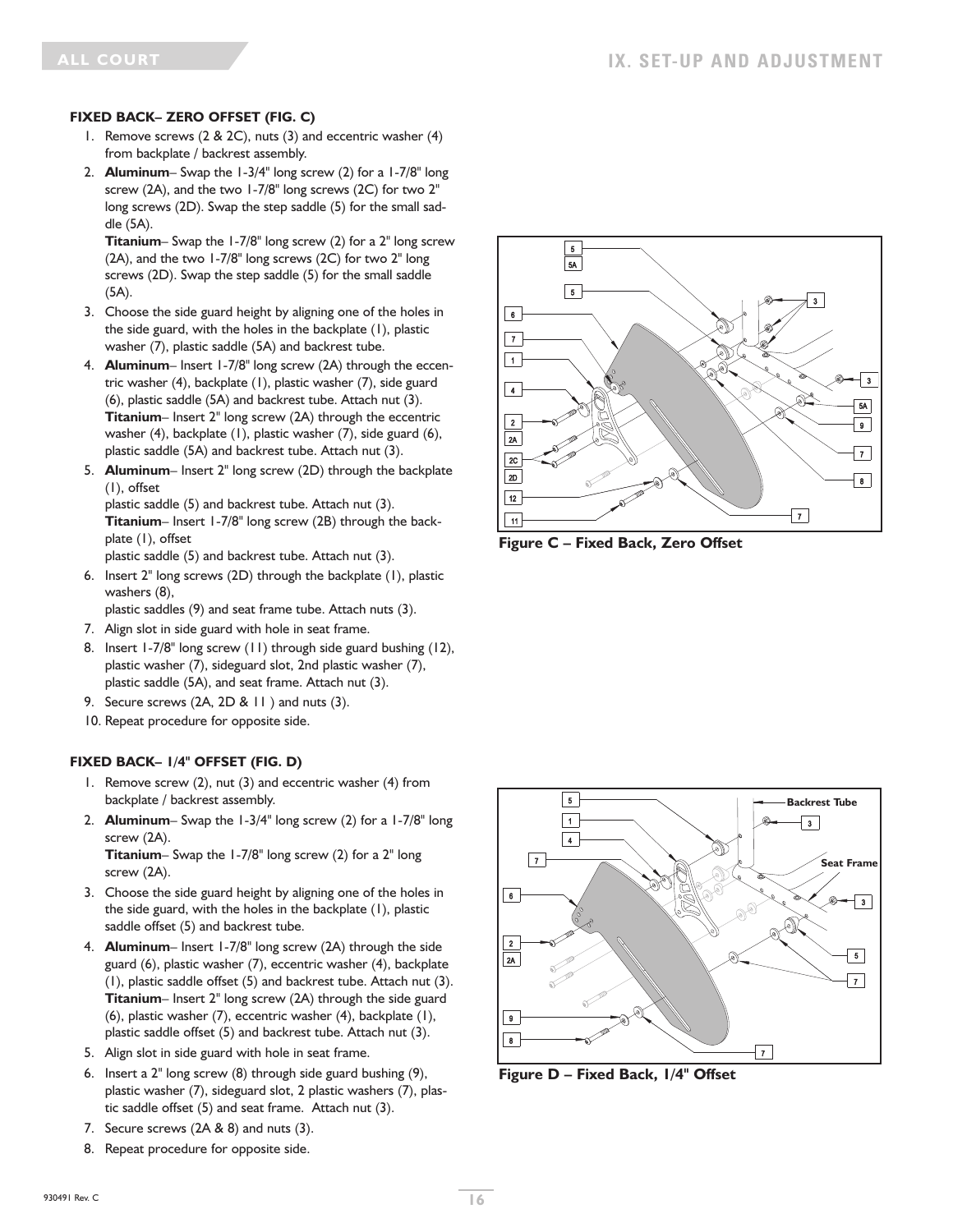### FIXED BACK– ZERO OFFSET (FIG. C)

1. Remove screws (2 & 2C), nuts (3) and eccentric washer (4) from backplate / backrest assembly.
2. **Aluminum**– Swap the 1-3/4" long screw (2) for a 1-7/8" long screw (2A), and the two 1-7/8" long screws (2C) for two 2" long screws (2D). Swap the step saddle (5) for the small saddle (5A).
   **Titanium**– Swap the 1-7/8" long screw (2) for a 2" long screw (2A), and the two 1-7/8" long screws (2C) for two 2" long screws (2D). Swap the step saddle (5) for the small saddle (5A).
3. Choose the side guard height by aligning one of the holes in the side guard, with the holes in the backplate (1), plastic washer (7), plastic saddle (5A) and backrest tube.
4. **Aluminum**– Insert 1-7/8" long screw (2A) through the eccentric washer (4), backplate (1), plastic washer (7), side guard (6), plastic saddle (5A) and backrest tube. Attach nut (3).
   **Titanium**– Insert 2" long screw (2A) through the eccentric washer (4), backplate (1), plastic washer (7), side guard (6), plastic saddle (5A) and backrest tube. Attach nut (3).
5. **Aluminum**– Insert 2" long screw (2D) through the backplate (1), offset
   plastic saddle (5) and backrest tube. Attach nut (3).
   **Titanium**– Insert 1-7/8" long screw (2B) through the backplate (1), offset
   plastic saddle (5) and backrest tube. Attach nut (3).
6. Insert 2" long screws (2D) through the backplate (1), plastic washers (8),
   plastic saddles (9) and seat frame tube. Attach nuts (3).
7. Align slot in side guard with hole in seat frame.
8. Insert 1-7/8" long screw (11) through side guard bushing (12), plastic washer (7), sideguard slot, 2nd plastic washer (7), plastic saddle (5A), and seat frame. Attach nut (3).
9. Secure screws (2A, 2D & 11 ) and nuts (3).
10. Repeat procedure for opposite side.

**Figure C – Fixed Back, Zero Offset**

### FIXED BACK– 1/4" OFFSET (FIG. D)

1. Remove screw (2), nut (3) and eccentric washer (4) from backplate / backrest assembly.
2. **Aluminum**– Swap the 1-3/4" long screw (2) for a 1-7/8" long screw (2A).
   **Titanium**– Swap the 1-7/8" long screw (2) for a 2" long screw (2A).
3. Choose the side guard height by aligning one of the holes in the side guard, with the holes in the backplate (1), plastic saddle offset (5) and backrest tube.
4. **Aluminum**– Insert 1-7/8" long screw (2A) through the side guard (6), plastic washer (7), eccentric washer (4), backplate (1), plastic saddle offset (5) and backrest tube. Attach nut (3).
   **Titanium**– Insert 2" long screw (2A) through the side guard (6), plastic washer (7), eccentric washer (4), backplate (1), plastic saddle offset (5) and backrest tube. Attach nut (3).
5. Align slot in side guard with hole in seat frame.
6. Insert a 2" long screw (8) through side guard bushing (9), plastic washer (7), sideguard slot, 2 plastic washers (7), plastic saddle offset (5) and seat frame. Attach nut (3).
7. Secure screws (2A & 8) and nuts (3).
8. Repeat procedure for opposite side.

**Figure D – Fixed Back, 1/4" Offset**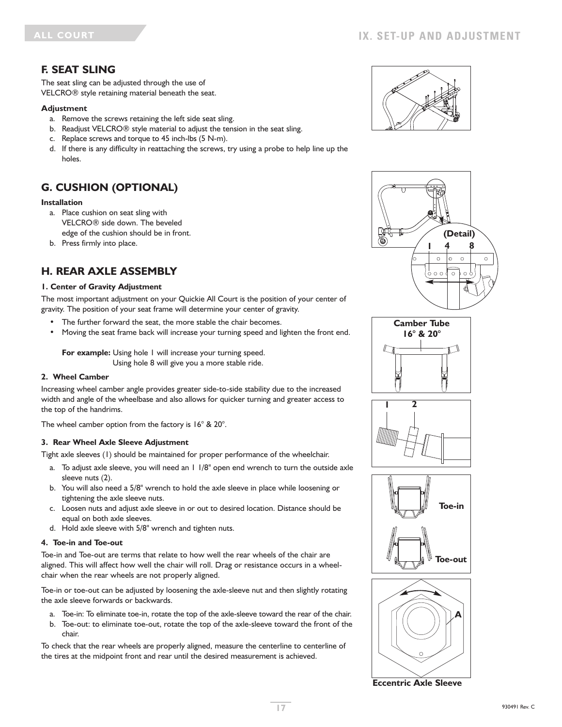## F. SEAT SLING

The seat sling can be adjusted through the use of VELCRO® style retaining material beneath the seat.

**Adjustment**

a. Remove the screws retaining the left side seat sling.
b. Readjust VELCRO® style material to adjust the tension in the seat sling.
c. Replace screws and torque to 45 inch-lbs (5 N-m).
d. If there is any difficulty in reattaching the screws, try using a probe to help line up the holes.

## G. CUSHION (OPTIONAL)

**Installation**

a. Place cushion on seat sling with VELCRO® side down. The beveled edge of the cushion should be in front.
b. Press firmly into place.

## H. REAR AXLE ASSEMBLY

**1. Center of Gravity Adjustment**

The most important adjustment on your Quickie All Court is the position of your center of gravity. The position of your seat frame will determine your center of gravity.

- The further forward the seat, the more stable the chair becomes.
- Moving the seat frame back will increase your turning speed and lighten the front end.

**For example:** Using hole 1 will increase your turning speed.
Using hole 8 will give you a more stable ride.

**2. Wheel Camber**

Increasing wheel camber angle provides greater side-to-side stability due to the increased width and angle of the wheelbase and also allows for quicker turning and greater access to the top of the handrims.

The wheel camber option from the factory is 16° & 20°.

**3. Rear Wheel Axle Sleeve Adjustment**

Tight axle sleeves (1) should be maintained for proper performance of the wheelchair.

a. To adjust axle sleeve, you will need an 1 1/8" open end wrench to turn the outside axle sleeve nuts (2).
b. You will also need a 5/8" wrench to hold the axle sleeve in place while loosening or tightening the axle sleeve nuts.
c. Loosen nuts and adjust axle sleeve in or out to desired location. Distance should be equal on both axle sleeves.
d. Hold axle sleeve with 5/8" wrench and tighten nuts.

**4. Toe-in and Toe-out**

Toe-in and Toe-out are terms that relate to how well the rear wheels of the chair are aligned. This will affect how well the chair will roll. Drag or resistance occurs in a wheelchair when the rear wheels are not properly aligned.

Toe-in or toe-out can be adjusted by loosening the axle-sleeve nut and then slightly rotating the axle sleeve forwards or backwards.

a. Toe-in: To eliminate toe-in, rotate the top of the axle-sleeve toward the rear of the chair.
b. Toe-out: to eliminate toe-out, rotate the top of the axle-sleeve toward the front of the chair.

To check that the rear wheels are properly aligned, measure the centerline to centerline of the tires at the midpoint front and rear until the desired measurement is achieved.

(Detail) 1 4 8

Camber Tube 16° & 20°

1 2

Toe-in

Toe-out

A

Eccentric Axle Sleeve

930491 Rev. C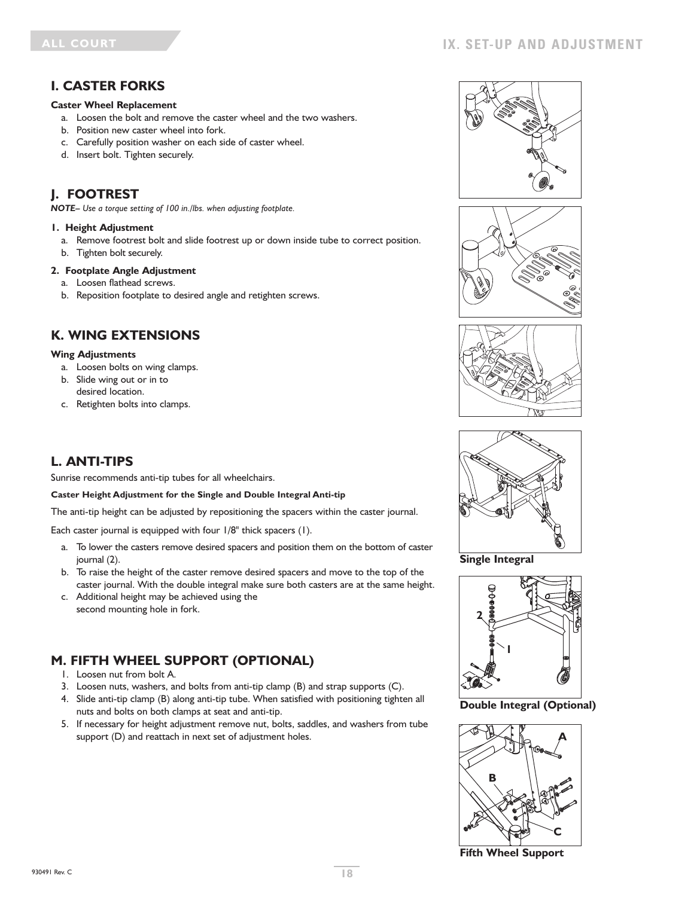## I. CASTER FORKS

**Caster Wheel Replacement**

a. Loosen the bolt and remove the caster wheel and the two washers.
b. Position new caster wheel into fork.
c. Carefully position washer on each side of caster wheel.
d. Insert bolt. Tighten securely.

## J. FOOTREST

***NOTE–** Use a torque setting of 100 in./lbs. when adjusting footplate.*

**1. Height Adjustment**

a. Remove footrest bolt and slide footrest up or down inside tube to correct position.
b. Tighten bolt securely.

**2. Footplate Angle Adjustment**

a. Loosen flathead screws.
b. Reposition footplate to desired angle and retighten screws.

## K. WING EXTENSIONS

**Wing Adjustments**

a. Loosen bolts on wing clamps.
b. Slide wing out or in to desired location.
c. Retighten bolts into clamps.

## L. ANTI-TIPS

Sunrise recommends anti-tip tubes for all wheelchairs.

**Caster Height Adjustment for the Single and Double Integral Anti-tip**

The anti-tip height can be adjusted by repositioning the spacers within the caster journal.

Each caster journal is equipped with four 1/8" thick spacers (1).

a. To lower the casters remove desired spacers and position them on the bottom of caster journal (2).
b. To raise the height of the caster remove desired spacers and move to the top of the caster journal. With the double integral make sure both casters are at the same height.
c. Additional height may be achieved using the second mounting hole in fork.

**Single Integral**

**Double Integral (Optional)**

## M. FIFTH WHEEL SUPPORT (OPTIONAL)

1. Loosen nut from bolt A.
3. Loosen nuts, washers, and bolts from anti-tip clamp (B) and strap supports (C).
4. Slide anti-tip clamp (B) along anti-tip tube. When satisfied with positioning tighten all nuts and bolts on both clamps at seat and anti-tip.
5. If necessary for height adjustment remove nut, bolts, saddles, and washers from tube support (D) and reattach in next set of adjustment holes.

**Fifth Wheel Support**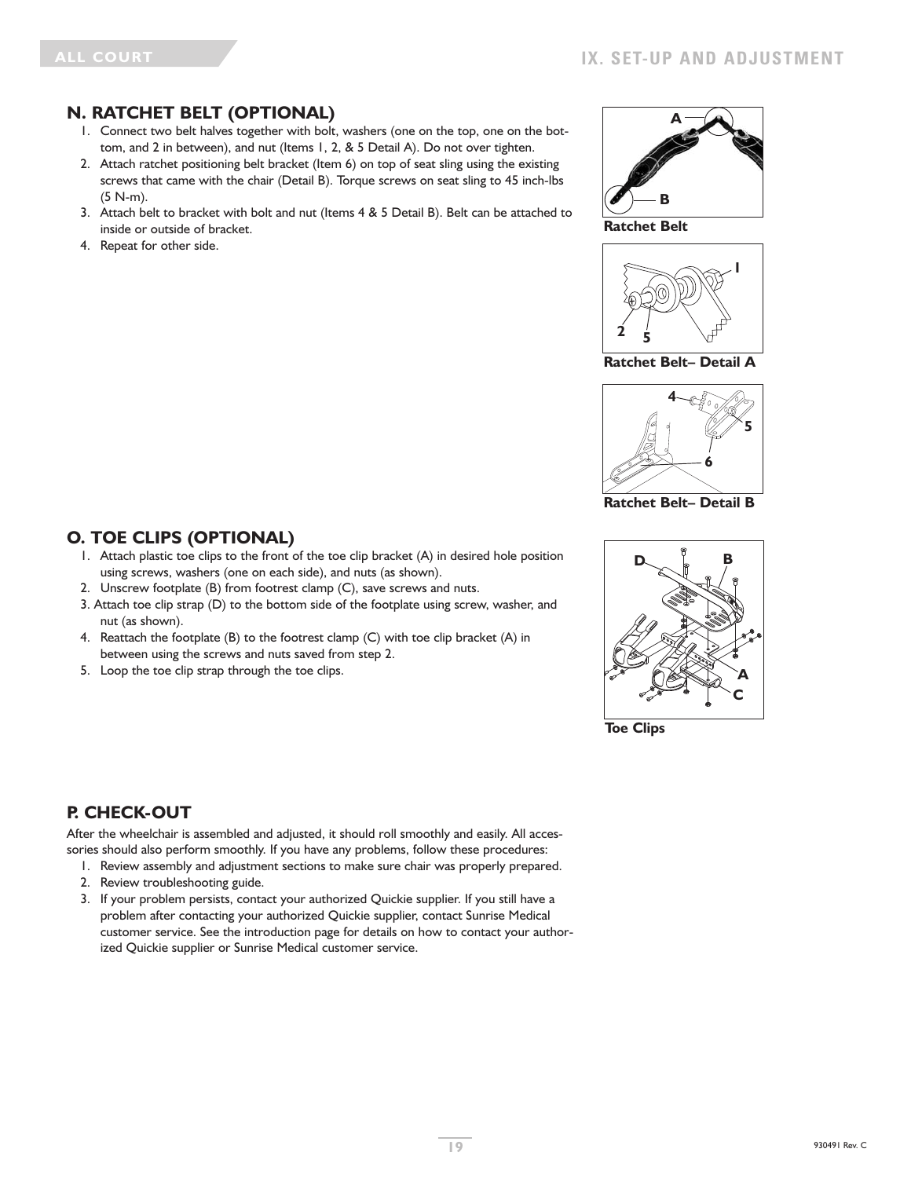## N. RATCHET BELT (OPTIONAL)

1. Connect two belt halves together with bolt, washers (one on the top, one on the bottom, and 2 in between), and nut (Items 1, 2, & 5 Detail A). Do not over tighten.
2. Attach ratchet positioning belt bracket (Item 6) on top of seat sling using the existing screws that came with the chair (Detail B). Torque screws on seat sling to 45 inch-lbs (5 N-m).
3. Attach belt to bracket with bolt and nut (Items 4 & 5 Detail B). Belt can be attached to inside or outside of bracket.
4. Repeat for other side.

Ratchet Belt

Ratchet Belt– Detail A

Ratchet Belt– Detail B

## O. TOE CLIPS (OPTIONAL)

1. Attach plastic toe clips to the front of the toe clip bracket (A) in desired hole position using screws, washers (one on each side), and nuts (as shown).
2. Unscrew footplate (B) from footrest clamp (C), save screws and nuts.
3. Attach toe clip strap (D) to the bottom side of the footplate using screw, washer, and nut (as shown).
4. Reattach the footplate (B) to the footrest clamp (C) with toe clip bracket (A) in between using the screws and nuts saved from step 2.
5. Loop the toe clip strap through the toe clips.

Toe Clips

## P. CHECK-OUT

After the wheelchair is assembled and adjusted, it should roll smoothly and easily. All accessories should also perform smoothly. If you have any problems, follow these procedures:

1. Review assembly and adjustment sections to make sure chair was properly prepared.
2. Review troubleshooting guide.
3. If your problem persists, contact your authorized Quickie supplier. If you still have a problem after contacting your authorized Quickie supplier, contact Sunrise Medical customer service. See the introduction page for details on how to contact your authorized Quickie supplier or Sunrise Medical customer service.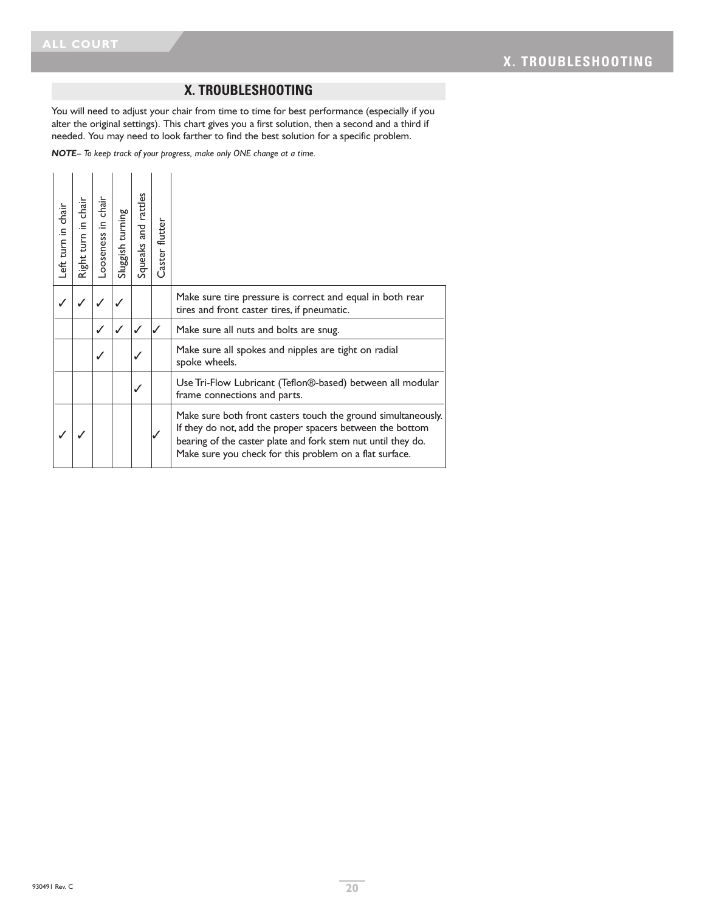# X. TROUBLESHOOTING

You will need to adjust your chair from time to time for best performance (especially if you alter the original settings). This chart gives you a first solution, then a second and a third if needed. You may need to look farther to find the best solution for a specific problem.

***NOTE–*** *To keep track of your progress, make only ONE change at a time.*

| Left turn in chair | Right turn in chair | Looseness in chair | Sluggish turning | Squeaks and rattles | Caster flutter | |
|---|---|---|---|---|---|---|
| ✓ | ✓ | ✓ | ✓ | | | Make sure tire pressure is correct and equal in both rear tires and front caster tires, if pneumatic. |
| | | ✓ | ✓ | ✓ | ✓ | Make sure all nuts and bolts are snug. |
| | | ✓ | | ✓ | | Make sure all spokes and nipples are tight on radial spoke wheels. |
| | | | | ✓ | | Use Tri-Flow Lubricant (Teflon®-based) between all modular frame connections and parts. |
| ✓ | ✓ | | | | ✓ | Make sure both front casters touch the ground simultaneously. If they do not, add the proper spacers between the bottom bearing of the caster plate and fork stem nut until they do. Make sure you check for this problem on a flat surface. |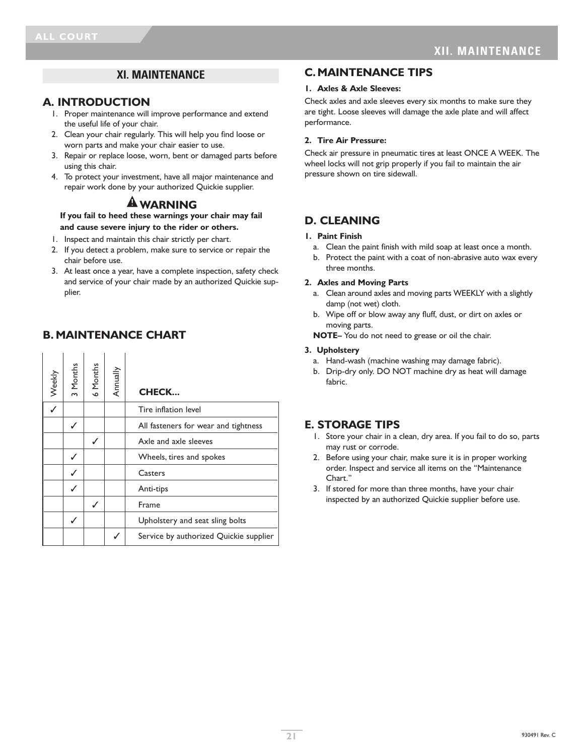# XI. MAINTENANCE

## A. INTRODUCTION

1. Proper maintenance will improve performance and extend the useful life of your chair.
2. Clean your chair regularly. This will help you find loose or worn parts and make your chair easier to use.
3. Repair or replace loose, worn, bent or damaged parts before using this chair.
4. To protect your investment, have all major maintenance and repair work done by your authorized Quickie supplier.

### ⚠ WARNING

**If you fail to heed these warnings your chair may fail and cause severe injury to the rider or others.**

1. Inspect and maintain this chair strictly per chart.
2. If you detect a problem, make sure to service or repair the chair before use.
3. At least once a year, have a complete inspection, safety check and service of your chair made by an authorized Quickie supplier.

## B. MAINTENANCE CHART

| Weekly | 3 Months | 6 Months | Annually | CHECK... |
|---|---|---|---|---|
| ✓ | | | | Tire inflation level |
| | ✓ | | | All fasteners for wear and tightness |
| | | ✓ | | Axle and axle sleeves |
| | ✓ | | | Wheels, tires and spokes |
| | ✓ | | | Casters |
| | ✓ | | | Anti-tips |
| | | ✓ | | Frame |
| | ✓ | | | Upholstery and seat sling bolts |
| | | | ✓ | Service by authorized Quickie supplier |

## C. MAINTENANCE TIPS

**1. Axles & Axle Sleeves:**

Check axles and axle sleeves every six months to make sure they are tight. Loose sleeves will damage the axle plate and will affect performance.

**2. Tire Air Pressure:**

Check air pressure in pneumatic tires at least ONCE A WEEK. The wheel locks will not grip properly if you fail to maintain the air pressure shown on tire sidewall.

## D. CLEANING

**1. Paint Finish**

a. Clean the paint finish with mild soap at least once a month.
b. Protect the paint with a coat of non-abrasive auto wax every three months.

**2. Axles and Moving Parts**

a. Clean around axles and moving parts WEEKLY with a slightly damp (not wet) cloth.
b. Wipe off or blow away any fluff, dust, or dirt on axles or moving parts.

**NOTE**– You do not need to grease or oil the chair.

**3. Upholstery**

a. Hand-wash (machine washing may damage fabric).
b. Drip-dry only. DO NOT machine dry as heat will damage fabric.

## E. STORAGE TIPS

1. Store your chair in a clean, dry area. If you fail to do so, parts may rust or corrode.
2. Before using your chair, make sure it is in proper working order. Inspect and service all items on the "Maintenance Chart."
3. If stored for more than three months, have your chair inspected by an authorized Quickie supplier before use.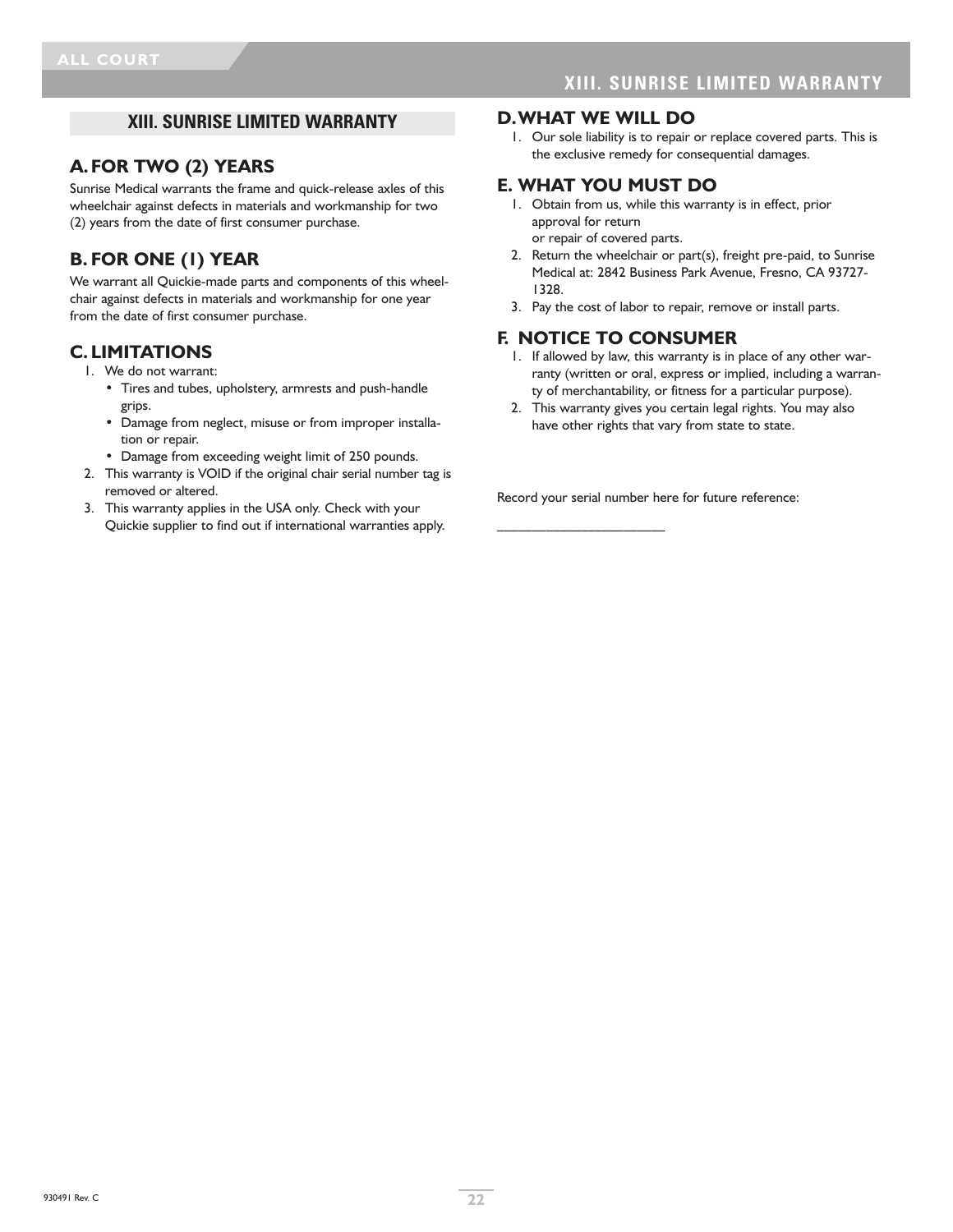## XIII. SUNRISE LIMITED WARRANTY

### A. FOR TWO (2) YEARS

Sunrise Medical warrants the frame and quick-release axles of this wheelchair against defects in materials and workmanship for two (2) years from the date of first consumer purchase.

### B. FOR ONE (1) YEAR

We warrant all Quickie-made parts and components of this wheelchair against defects in materials and workmanship for one year from the date of first consumer purchase.

### C. LIMITATIONS

1. We do not warrant:
   - Tires and tubes, upholstery, armrests and push-handle grips.
   - Damage from neglect, misuse or from improper installation or repair.
   - Damage from exceeding weight limit of 250 pounds.
2. This warranty is VOID if the original chair serial number tag is removed or altered.
3. This warranty applies in the USA only. Check with your Quickie supplier to find out if international warranties apply.

### D. WHAT WE WILL DO

1. Our sole liability is to repair or replace covered parts. This is the exclusive remedy for consequential damages.

### E. WHAT YOU MUST DO

1. Obtain from us, while this warranty is in effect, prior approval for return or repair of covered parts.
2. Return the wheelchair or part(s), freight pre-paid, to Sunrise Medical at: 2842 Business Park Avenue, Fresno, CA 93727-1328.
3. Pay the cost of labor to repair, remove or install parts.

### F. NOTICE TO CONSUMER

1. If allowed by law, this warranty is in place of any other warranty (written or oral, express or implied, including a warranty of merchantability, or fitness for a particular purpose).
2. This warranty gives you certain legal rights. You may also have other rights that vary from state to state.

Record your serial number here for future reference:

______________________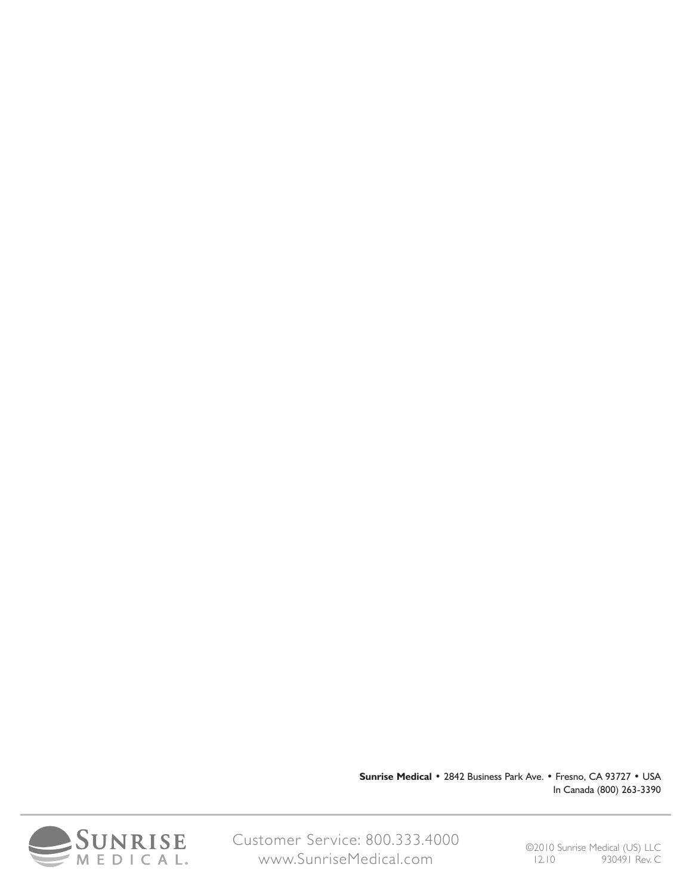**Sunrise Medical** • 2842 Business Park Ave. • Fresno, CA 93727 • USA
In Canada (800) 263-3390

SUNRISE MEDICAL.

Customer Service: 800.333.4000
www.SunriseMedical.com

©2010 Sunrise Medical (US) LLC
12.10 930491 Rev. C